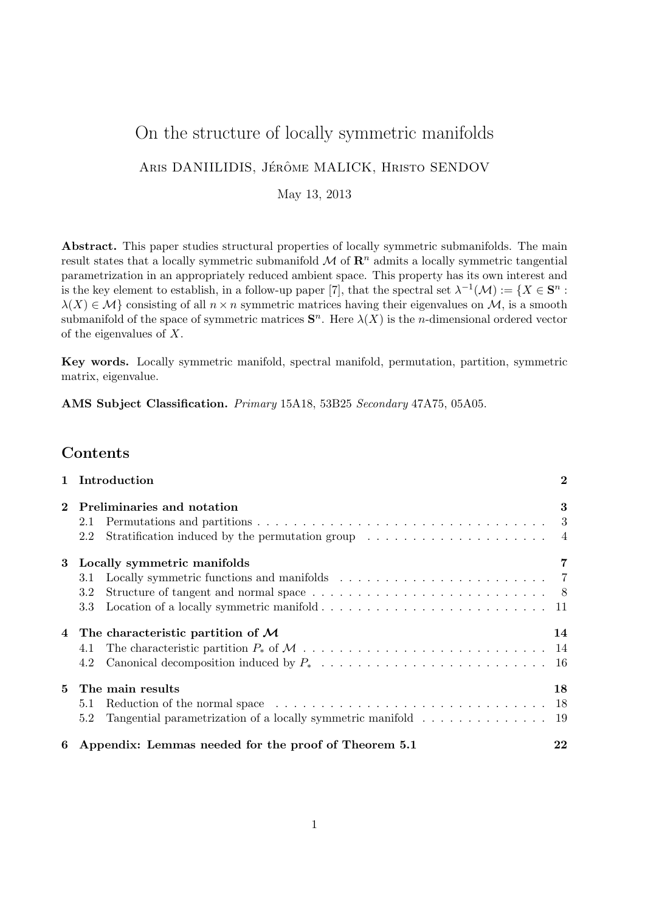# On the structure of locally symmetric manifolds

ARIS DANIILIDIS, JÉRÔME MALICK, HRISTO SENDOV

May 13, 2013

**Abstract.** This paper studies structural properties of locally symmetric submanifolds. The main result states that a locally symmetric submanifold $\mathcal{M}$ of $\mathbf{R}^n$ admits a locally symmetric tangential parametrization in an appropriately reduced ambient space. This property has its own interest and is the key element to establish, in a follow-up paper [7], that the spectral set $\lambda^{-1}(\mathcal{M}) := \{X \in \mathbf{S}^n : \lambda(X) \in \mathcal{M}\}$ consisting of all $n \times n$ symmetric matrices having their eigenvalues on $\mathcal{M}$, is a smooth submanifold of the space of symmetric matrices $\mathbf{S}^n$. Here $\lambda(X)$ is the $n$-dimensional ordered vector of the eigenvalues of $X$.

**Key words.** Locally symmetric manifold, spectral manifold, permutation, partition, symmetric matrix, eigenvalue.

**AMS Subject Classification.** *Primary* 15A18, 53B25 *Secondary* 47A75, 05A05.

## Contents

**1 Introduction** — 2

**2 Preliminaries and notation** — 3
- 2.1 Permutations and partitions — 3
- 2.2 Stratification induced by the permutation group — 4

**3 Locally symmetric manifolds** — 7
- 3.1 Locally symmetric functions and manifolds — 7
- 3.2 Structure of tangent and normal space — 8
- 3.3 Location of a locally symmetric manifold — 11

**4 The characteristic partition of $\mathcal{M}$** — 14
- 4.1 The characteristic partition $P_*$ of $\mathcal{M}$ — 14
- 4.2 Canonical decomposition induced by $P_*$ — 16

**5 The main results** — 18
- 5.1 Reduction of the normal space — 18
- 5.2 Tangential parametrization of a locally symmetric manifold — 19

**6 Appendix: Lemmas needed for the proof of Theorem 5.1** — 22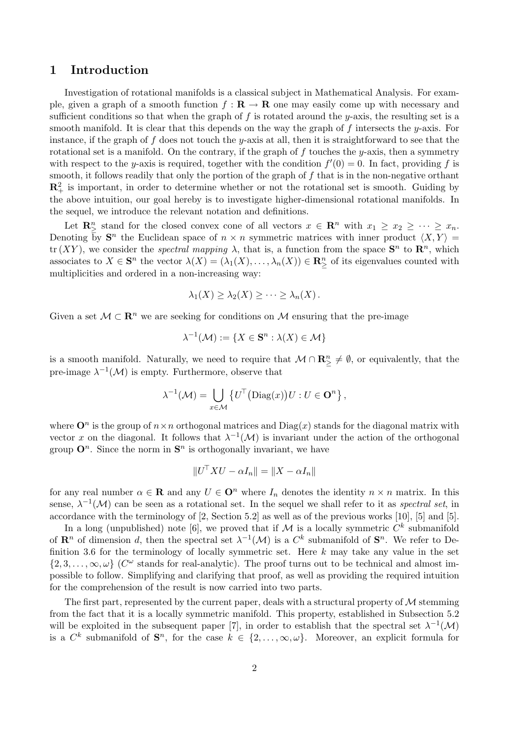# 1 Introduction

Investigation of rotational manifolds is a classical subject in Mathematical Analysis. For example, given a graph of a smooth function $f : \mathbf{R} \to \mathbf{R}$ one may easily come up with necessary and sufficient conditions so that when the graph of $f$ is rotated around the $y$-axis, the resulting set is a smooth manifold. It is clear that this depends on the way the graph of $f$ intersects the $y$-axis. For instance, if the graph of $f$ does not touch the $y$-axis at all, then it is straightforward to see that the rotational set is a manifold. On the contrary, if the graph of $f$ touches the $y$-axis, then a symmetry with respect to the $y$-axis is required, together with the condition $f'(0) = 0$. In fact, providing $f$ is smooth, it follows readily that only the portion of the graph of $f$ that is in the non-negative orthant $\mathbf{R}^2_+$ is important, in order to determine whether or not the rotational set is smooth. Guiding by the above intuition, our goal hereby is to investigate higher-dimensional rotational manifolds. In the sequel, we introduce the relevant notation and definitions.

Let $\mathbf{R}^n_\geq$ stand for the closed convex cone of all vectors $x \in \mathbf{R}^n$ with $x_1 \geq x_2 \geq \cdots \geq x_n$. Denoting by $\mathbf{S}^n$ the Euclidean space of $n \times n$ symmetric matrices with inner product $\langle X, Y \rangle = \operatorname{tr}(XY)$, we consider the *spectral mapping* $\lambda$, that is, a function from the space $\mathbf{S}^n$ to $\mathbf{R}^n$, which associates to $X \in \mathbf{S}^n$ the vector $\lambda(X) = (\lambda_1(X), \ldots, \lambda_n(X)) \in \mathbf{R}^n_\geq$ of its eigenvalues counted with multiplicities and ordered in a non-increasing way:

$$\lambda_1(X) \geq \lambda_2(X) \geq \cdots \geq \lambda_n(X).$$

Given a set $\mathcal{M} \subset \mathbf{R}^n$ we are seeking for conditions on $\mathcal{M}$ ensuring that the pre-image

$$\lambda^{-1}(\mathcal{M}) := \{X \in \mathbf{S}^n : \lambda(X) \in \mathcal{M}\}$$

is a smooth manifold. Naturally, we need to require that $\mathcal{M} \cap \mathbf{R}^n_\geq \neq \emptyset$, or equivalently, that the pre-image $\lambda^{-1}(\mathcal{M})$ is empty. Furthermore, observe that

$$\lambda^{-1}(\mathcal{M}) = \bigcup_{x \in \mathcal{M}} \left\{ U^\top \big(\operatorname{Diag}(x)\big) U : U \in \mathbf{O}^n \right\},$$

where $\mathbf{O}^n$ is the group of $n \times n$ orthogonal matrices and $\operatorname{Diag}(x)$ stands for the diagonal matrix with vector $x$ on the diagonal. It follows that $\lambda^{-1}(\mathcal{M})$ is invariant under the action of the orthogonal group $\mathbf{O}^n$. Since the norm in $\mathbf{S}^n$ is orthogonally invariant, we have

$$\|U^\top X U - \alpha I_n\| = \|X - \alpha I_n\|$$

for any real number $\alpha \in \mathbf{R}$ and any $U \in \mathbf{O}^n$ where $I_n$ denotes the identity $n \times n$ matrix. In this sense, $\lambda^{-1}(\mathcal{M})$ can be seen as a rotational set. In the sequel we shall refer to it as *spectral set*, in accordance with the terminology of [2, Section 5.2] as well as of the previous works [10], [5] and [5].

In a long (unpublished) note [6], we proved that if $\mathcal{M}$ is a locally symmetric $C^k$ submanifold of $\mathbf{R}^n$ of dimension $d$, then the spectral set $\lambda^{-1}(\mathcal{M})$ is a $C^k$ submanifold of $\mathbf{S}^n$. We refer to Definition 3.6 for the terminology of locally symmetric set. Here $k$ may take any value in the set $\{2, 3, \ldots, \infty, \omega\}$ ($C^\omega$ stands for real-analytic). The proof turns out to be technical and almost impossible to follow. Simplifying and clarifying that proof, as well as providing the required intuition for the comprehension of the result is now carried into two parts.

The first part, represented by the current paper, deals with a structural property of $\mathcal{M}$ stemming from the fact that it is a locally symmetric manifold. This property, established in Subsection 5.2 will be exploited in the subsequent paper [7], in order to establish that the spectral set $\lambda^{-1}(\mathcal{M})$ is a $C^k$ submanifold of $\mathbf{S}^n$, for the case $k \in \{2, \ldots, \infty, \omega\}$. Moreover, an explicit formula for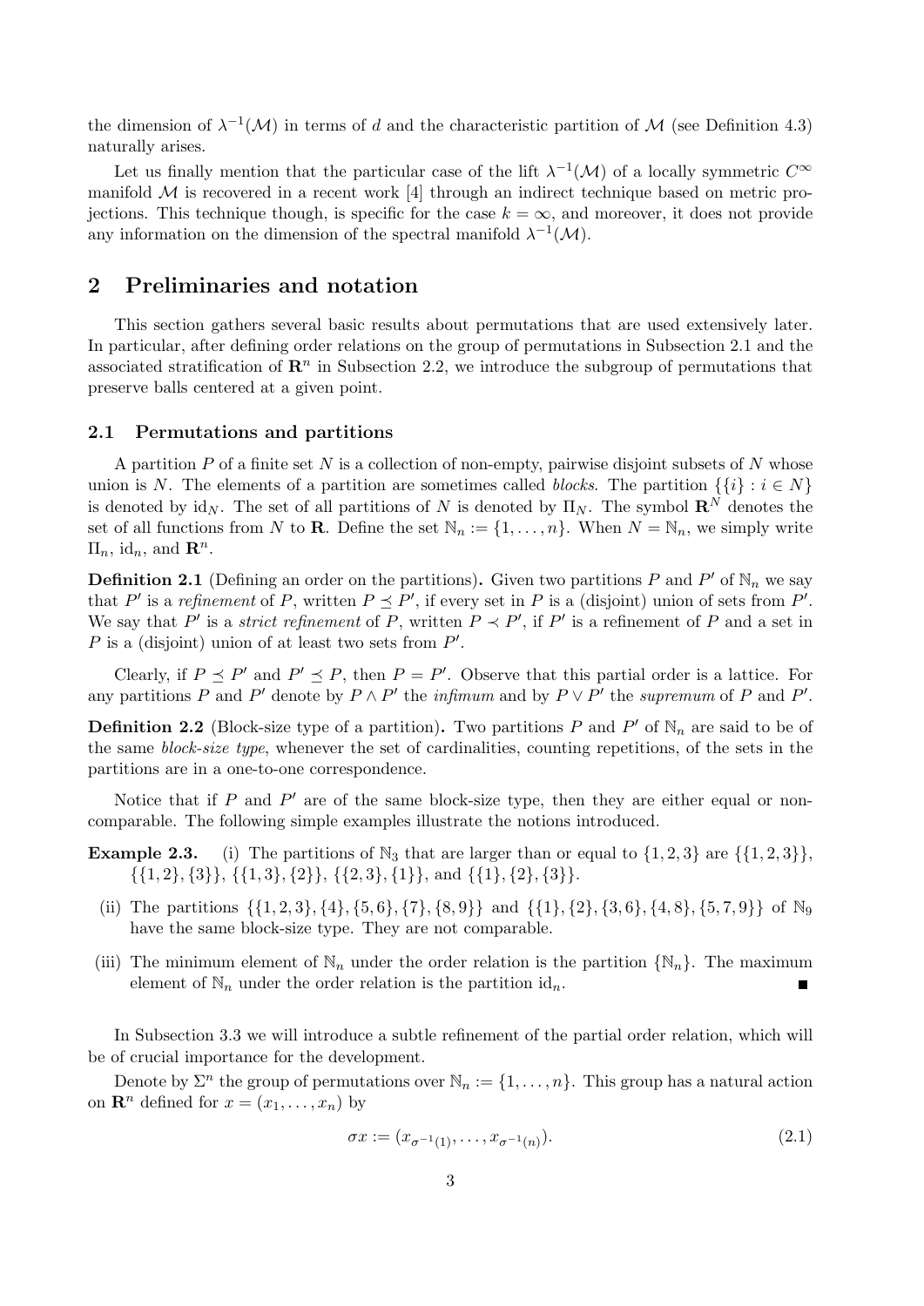the dimension of $\lambda^{-1}(\mathcal{M})$ in terms of $d$ and the characteristic partition of $\mathcal{M}$ (see Definition 4.3) naturally arises.

Let us finally mention that the particular case of the lift $\lambda^{-1}(\mathcal{M})$ of a locally symmetric $C^\infty$ manifold $\mathcal{M}$ is recovered in a recent work [4] through an indirect technique based on metric projections. This technique though, is specific for the case $k = \infty$, and moreover, it does not provide any information on the dimension of the spectral manifold $\lambda^{-1}(\mathcal{M})$.

## 2 Preliminaries and notation

This section gathers several basic results about permutations that are used extensively later. In particular, after defining order relations on the group of permutations in Subsection 2.1 and the associated stratification of $\mathbf{R}^n$ in Subsection 2.2, we introduce the subgroup of permutations that preserve balls centered at a given point.

### 2.1 Permutations and partitions

A partition $P$ of a finite set $N$ is a collection of non-empty, pairwise disjoint subsets of $N$ whose union is $N$. The elements of a partition are sometimes called *blocks*. The partition $\{\{i\} : i \in N\}$ is denoted by $\mathrm{id}_N$. The set of all partitions of $N$ is denoted by $\Pi_N$. The symbol $\mathbf{R}^N$ denotes the set of all functions from $N$ to $\mathbf{R}$. Define the set $\mathbb{N}_n := \{1, \ldots, n\}$. When $N = \mathbb{N}_n$, we simply write $\Pi_n$, $\mathrm{id}_n$, and $\mathbf{R}^n$.

**Definition 2.1** (Defining an order on the partitions)**.** Given two partitions $P$ and $P'$ of $\mathbb{N}_n$ we say that $P'$ is a *refinement* of $P$, written $P \preceq P'$, if every set in $P$ is a (disjoint) union of sets from $P'$. We say that $P'$ is a *strict refinement* of $P$, written $P \prec P'$, if $P'$ is a refinement of $P$ and a set in $P$ is a (disjoint) union of at least two sets from $P'$.

Clearly, if $P \preceq P'$ and $P' \preceq P$, then $P = P'$. Observe that this partial order is a lattice. For any partitions $P$ and $P'$ denote by $P \wedge P'$ the *infimum* and by $P \vee P'$ the *supremum* of $P$ and $P'$.

**Definition 2.2** (Block-size type of a partition)**.** Two partitions $P$ and $P'$ of $\mathbb{N}_n$ are said to be of the same *block-size type*, whenever the set of cardinalities, counting repetitions, of the sets in the partitions are in a one-to-one correspondence.

Notice that if $P$ and $P'$ are of the same block-size type, then they are either equal or non-comparable. The following simple examples illustrate the notions introduced.

**Example 2.3.**

(i) The partitions of $\mathbb{N}_3$ that are larger than or equal to $\{1, 2, 3\}$ are $\{\{1, 2, 3\}\}$, $\{\{1, 2\}, \{3\}\}$, $\{\{1, 3\}, \{2\}\}$, $\{\{2, 3\}, \{1\}\}$, and $\{\{1\}, \{2\}, \{3\}\}$.

(ii) The partitions $\{\{1, 2, 3\}, \{4\}, \{5, 6\}, \{7\}, \{8, 9\}\}$ and $\{\{1\}, \{2\}, \{3, 6\}, \{4, 8\}, \{5, 7, 9\}\}$ of $\mathbb{N}_9$ have the same block-size type. They are not comparable.

(iii) The minimum element of $\mathbb{N}_n$ under the order relation is the partition $\{\mathbb{N}_n\}$. The maximum element of $\mathbb{N}_n$ under the order relation is the partition $\mathrm{id}_n$. ■

In Subsection 3.3 we will introduce a subtle refinement of the partial order relation, which will be of crucial importance for the development.

Denote by $\Sigma^n$ the group of permutations over $\mathbb{N}_n := \{1, \ldots, n\}$. This group has a natural action on $\mathbf{R}^n$ defined for $x = (x_1, \ldots, x_n)$ by

$$\sigma x := (x_{\sigma^{-1}(1)}, \ldots, x_{\sigma^{-1}(n)}). \tag{2.1}$$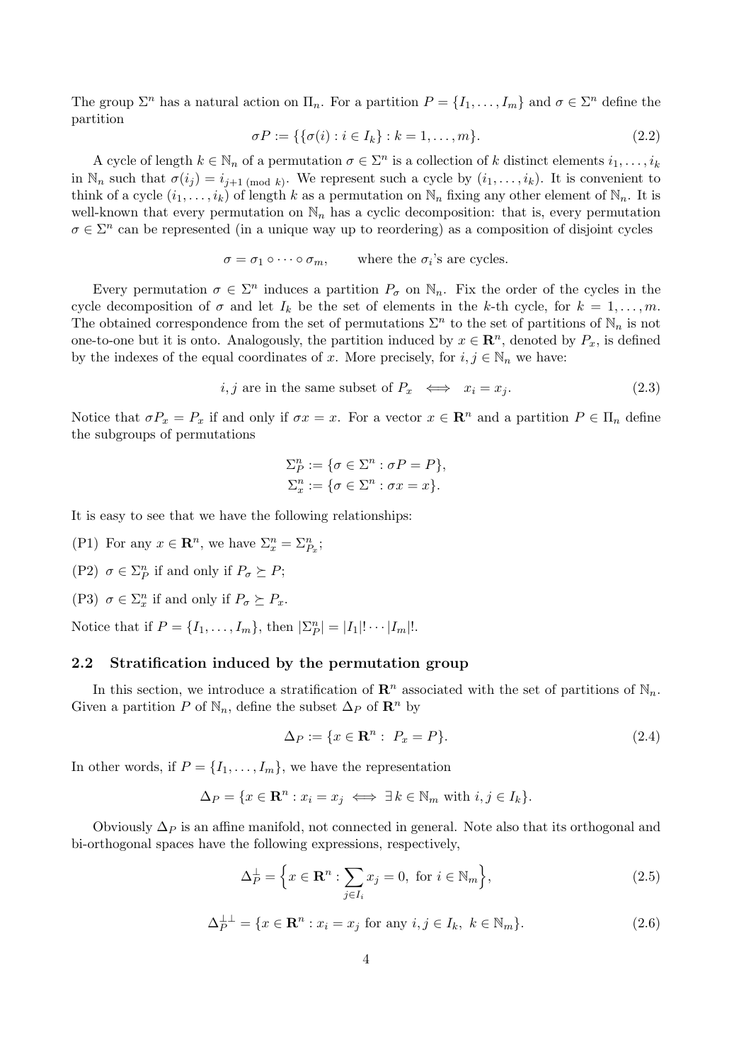The group $\Sigma^n$ has a natural action on $\Pi_n$. For a partition $P = \{I_1, \ldots, I_m\}$ and $\sigma \in \Sigma^n$ define the partition

$$\sigma P := \{\{\sigma(i) : i \in I_k\} : k = 1, \ldots, m\}. \tag{2.2}$$

A cycle of length $k \in \mathbb{N}_n$ of a permutation $\sigma \in \Sigma^n$ is a collection of $k$ distinct elements $i_1, \ldots, i_k$ in $\mathbb{N}_n$ such that $\sigma(i_j) = i_{j+1 \,(\mathrm{mod}\ k)}$. We represent such a cycle by $(i_1, \ldots, i_k)$. It is convenient to think of a cycle $(i_1, \ldots, i_k)$ of length $k$ as a permutation on $\mathbb{N}_n$ fixing any other element of $\mathbb{N}_n$. It is well-known that every permutation on $\mathbb{N}_n$ has a cyclic decomposition: that is, every permutation $\sigma \in \Sigma^n$ can be represented (in a unique way up to reordering) as a composition of disjoint cycles

$$\sigma = \sigma_1 \circ \cdots \circ \sigma_m, \qquad \text{where the } \sigma_i\text{'s are cycles.}$$

Every permutation $\sigma \in \Sigma^n$ induces a partition $P_\sigma$ on $\mathbb{N}_n$. Fix the order of the cycles in the cycle decomposition of $\sigma$ and let $I_k$ be the set of elements in the $k$-th cycle, for $k = 1, \ldots, m$. The obtained correspondence from the set of permutations $\Sigma^n$ to the set of partitions of $\mathbb{N}_n$ is not one-to-one but it is onto. Analogously, the partition induced by $x \in \mathbf{R}^n$, denoted by $P_x$, is defined by the indexes of the equal coordinates of $x$. More precisely, for $i, j \in \mathbb{N}_n$ we have:

$$i, j \text{ are in the same subset of } P_x \iff x_i = x_j. \tag{2.3}$$

Notice that $\sigma P_x = P_x$ if and only if $\sigma x = x$. For a vector $x \in \mathbf{R}^n$ and a partition $P \in \Pi_n$ define the subgroups of permutations

$$\Sigma^n_P := \{\sigma \in \Sigma^n : \sigma P = P\},$$
$$\Sigma^n_x := \{\sigma \in \Sigma^n : \sigma x = x\}.$$

It is easy to see that we have the following relationships:

(P1) For any $x \in \mathbf{R}^n$, we have $\Sigma^n_x = \Sigma^n_{P_x}$;

(P2) $\sigma \in \Sigma^n_P$ if and only if $P_\sigma \succeq P$;

(P3) $\sigma \in \Sigma^n_x$ if and only if $P_\sigma \succeq P_x$.

Notice that if $P = \{I_1, \ldots, I_m\}$, then $|\Sigma^n_P| = |I_1|! \cdots |I_m|!$.

### 2.2 Stratification induced by the permutation group

In this section, we introduce a stratification of $\mathbf{R}^n$ associated with the set of partitions of $\mathbb{N}_n$. Given a partition $P$ of $\mathbb{N}_n$, define the subset $\Delta_P$ of $\mathbf{R}^n$ by

$$\Delta_P := \{x \in \mathbf{R}^n : \; P_x = P\}. \tag{2.4}$$

In other words, if $P = \{I_1, \ldots, I_m\}$, we have the representation

$$\Delta_P = \{x \in \mathbf{R}^n : x_i = x_j \iff \exists\, k \in \mathbb{N}_m \text{ with } i, j \in I_k\}.$$

Obviously $\Delta_P$ is an affine manifold, not connected in general. Note also that its orthogonal and bi-orthogonal spaces have the following expressions, respectively,

$$\Delta_P^{\perp} = \Big\{x \in \mathbf{R}^n : \sum_{j \in I_i} x_j = 0, \text{ for } i \in \mathbb{N}_m\Big\}, \tag{2.5}$$

$$\Delta_P^{\perp\perp} = \{x \in \mathbf{R}^n : x_i = x_j \text{ for any } i, j \in I_k, \; k \in \mathbb{N}_m\}. \tag{2.6}$$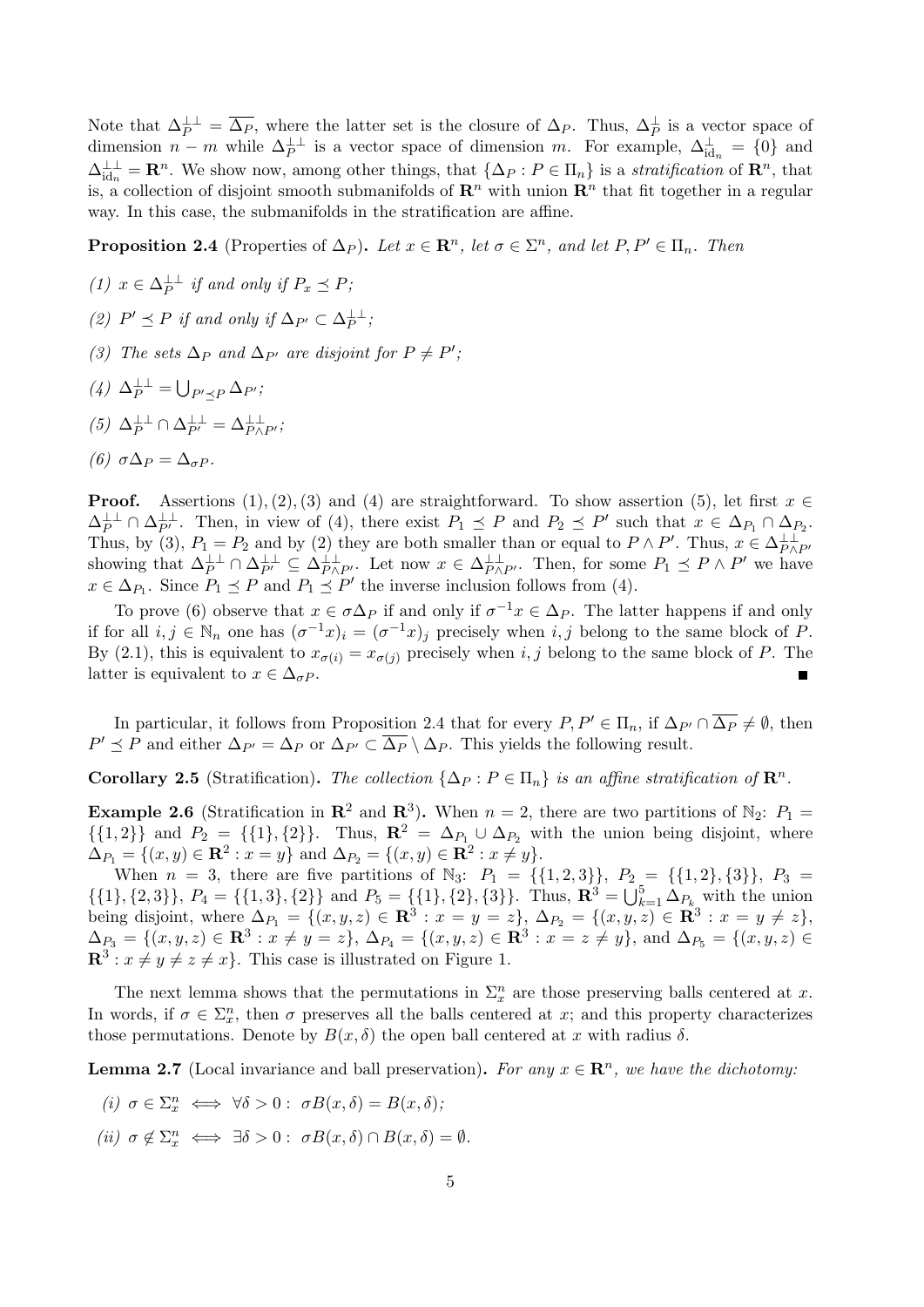Note that $\Delta_P^{\perp\perp} = \overline{\Delta_P}$, where the latter set is the closure of $\Delta_P$. Thus, $\Delta_P^{\perp}$ is a vector space of dimension $n - m$ while $\Delta_P^{\perp\perp}$ is a vector space of dimension $m$. For example, $\Delta_{\mathrm{id}_n}^{\perp} = \{0\}$ and $\Delta_{\mathrm{id}_n}^{\perp\perp} = \mathbf{R}^n$. We show now, among other things, that $\{\Delta_P : P \in \Pi_n\}$ is a *stratification* of $\mathbf{R}^n$, that is, a collection of disjoint smooth submanifolds of $\mathbf{R}^n$ with union $\mathbf{R}^n$ that fit together in a regular way. In this case, the submanifolds in the stratification are affine.

**Proposition 2.4** (Properties of $\Delta_P$)**.** *Let $x \in \mathbf{R}^n$, let $\sigma \in \Sigma^n$, and let $P, P' \in \Pi_n$. Then*

*(1) $x \in \Delta_P^{\perp\perp}$ if and only if $P_x \preceq P$;*

*(2) $P' \preceq P$ if and only if $\Delta_{P'} \subset \Delta_P^{\perp\perp}$;*

*(3) The sets $\Delta_P$ and $\Delta_{P'}$ are disjoint for $P \neq P'$;*

*(4) $\Delta_P^{\perp\perp} = \bigcup_{P' \preceq P} \Delta_{P'}$;*

*(5) $\Delta_P^{\perp\perp} \cap \Delta_{P'}^{\perp\perp} = \Delta_{P \wedge P'}^{\perp\perp}$;*

*(6) $\sigma \Delta_P = \Delta_{\sigma P}$.*

**Proof.** Assertions (1), (2), (3) and (4) are straightforward. To show assertion (5), let first $x \in \Delta_P^{\perp\perp} \cap \Delta_{P'}^{\perp\perp}$. Then, in view of (4), there exist $P_1 \preceq P$ and $P_2 \preceq P'$ such that $x \in \Delta_{P_1} \cap \Delta_{P_2}$. Thus, by (3), $P_1 = P_2$ and by (2) they are both smaller than or equal to $P \wedge P'$. Thus, $x \in \Delta_{P \wedge P'}^{\perp\perp}$ showing that $\Delta_P^{\perp\perp} \cap \Delta_{P'}^{\perp\perp} \subseteq \Delta_{P \wedge P'}^{\perp\perp}$. Let now $x \in \Delta_{P \wedge P'}^{\perp\perp}$. Then, for some $P_1 \preceq P \wedge P'$ we have $x \in \Delta_{P_1}$. Since $P_1 \preceq P$ and $P_1 \preceq P'$ the inverse inclusion follows from (4).

To prove (6) observe that $x \in \sigma \Delta_P$ if and only if $\sigma^{-1} x \in \Delta_P$. The latter happens if and only if for all $i, j \in \mathbb{N}_n$ one has $(\sigma^{-1} x)_i = (\sigma^{-1} x)_j$ precisely when $i, j$ belong to the same block of $P$. By (2.1), this is equivalent to $x_{\sigma(i)} = x_{\sigma(j)}$ precisely when $i, j$ belong to the same block of $P$. The latter is equivalent to $x \in \Delta_{\sigma P}$. ∎

In particular, it follows from Proposition 2.4 that for every $P, P' \in \Pi_n$, if $\Delta_{P'} \cap \overline{\Delta_P} \neq \emptyset$, then $P' \preceq P$ and either $\Delta_{P'} = \Delta_P$ or $\Delta_{P'} \subset \overline{\Delta_P} \setminus \Delta_P$. This yields the following result.

**Corollary 2.5** (Stratification)**.** *The collection $\{\Delta_P : P \in \Pi_n\}$ is an affine stratification of $\mathbf{R}^n$.*

**Example 2.6** (Stratification in $\mathbf{R}^2$ and $\mathbf{R}^3$)**.** When $n = 2$, there are two partitions of $\mathbb{N}_2$: $P_1 = \{\{1,2\}\}$ and $P_2 = \{\{1\},\{2\}\}$. Thus, $\mathbf{R}^2 = \Delta_{P_1} \cup \Delta_{P_2}$ with the union being disjoint, where $\Delta_{P_1} = \{(x,y) \in \mathbf{R}^2 : x = y\}$ and $\Delta_{P_2} = \{(x,y) \in \mathbf{R}^2 : x \neq y\}$.

When $n = 3$, there are five partitions of $\mathbb{N}_3$: $P_1 = \{\{1,2,3\}\}$, $P_2 = \{\{1,2\},\{3\}\}$, $P_3 = \{\{1\},\{2,3\}\}$, $P_4 = \{\{1,3\},\{2\}\}$ and $P_5 = \{\{1\},\{2\},\{3\}\}$. Thus, $\mathbf{R}^3 = \bigcup_{k=1}^5 \Delta_{P_k}$ with the union being disjoint, where $\Delta_{P_1} = \{(x,y,z) \in \mathbf{R}^3 : x = y = z\}$, $\Delta_{P_2} = \{(x,y,z) \in \mathbf{R}^3 : x = y \neq z\}$, $\Delta_{P_3} = \{(x,y,z) \in \mathbf{R}^3 : x \neq y = z\}$, $\Delta_{P_4} = \{(x,y,z) \in \mathbf{R}^3 : x = z \neq y\}$, and $\Delta_{P_5} = \{(x,y,z) \in \mathbf{R}^3 : x \neq y \neq z \neq x\}$. This case is illustrated on Figure 1.

The next lemma shows that the permutations in $\Sigma_x^n$ are those preserving balls centered at $x$. In words, if $\sigma \in \Sigma_x^n$, then $\sigma$ preserves all the balls centered at $x$; and this property characterizes those permutations. Denote by $B(x,\delta)$ the open ball centered at $x$ with radius $\delta$.

**Lemma 2.7** (Local invariance and ball preservation)**.** *For any $x \in \mathbf{R}^n$, we have the dichotomy:*

*(i) $\sigma \in \Sigma_x^n \iff \forall \delta > 0 : \ \sigma B(x,\delta) = B(x,\delta)$;*

*(ii) $\sigma \notin \Sigma_x^n \iff \exists \delta > 0 : \ \sigma B(x,\delta) \cap B(x,\delta) = \emptyset$.*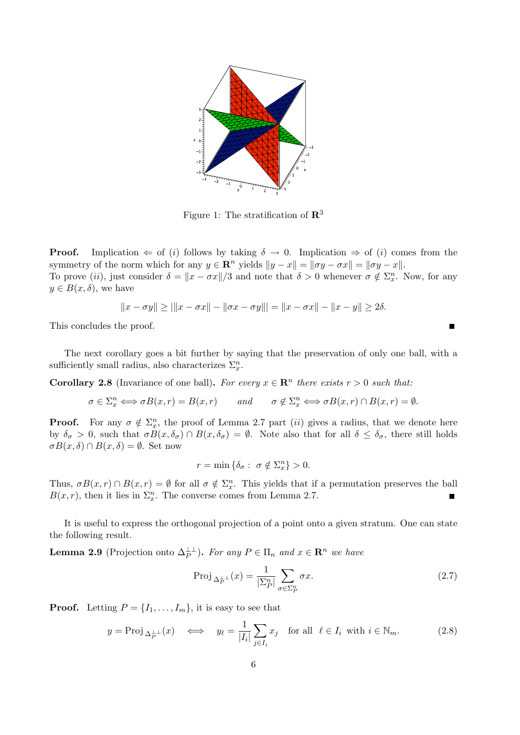z
3
2
1
0
−1
−2
−3

y
−3 −2 −1 0 1 2 3

x
−3 −2 −1 0 1 2 3

Figure 1: The stratification of $\mathbf{R}^3$

**Proof.** Implication $\Leftarrow$ of $(i)$ follows by taking $\delta \to 0$. Implication $\Rightarrow$ of $(i)$ comes from the symmetry of the norm which for any $y \in \mathbf{R}^n$ yields $\|y - x\| = \|\sigma y - \sigma x\| = \|\sigma y - x\|$.
To prove $(ii)$, just consider $\delta = \|x - \sigma x\|/3$ and note that $\delta > 0$ whenever $\sigma \notin \Sigma^n_x$. Now, for any $y \in B(x, \delta)$, we have

$$\|x - \sigma y\| \geq |\|x - \sigma x\| - \|\sigma x - \sigma y\|| = \|x - \sigma x\| - \|x - y\| \geq 2\delta.$$

This concludes the proof. ■

The next corollary goes a bit further by saying that the preservation of only one ball, with a sufficiently small radius, also characterizes $\Sigma^n_x$.

**Corollary 2.8** (Invariance of one ball)**.** *For every $x \in \mathbf{R}^n$ there exists $r > 0$ such that:*

$$\sigma \in \Sigma^n_x \Longleftrightarrow \sigma B(x, r) = B(x, r) \qquad \text{and} \qquad \sigma \notin \Sigma^n_x \Longleftrightarrow \sigma B(x, r) \cap B(x, r) = \emptyset.$$

**Proof.** For any $\sigma \notin \Sigma^n_x$, the proof of Lemma 2.7 part $(ii)$ gives a radius, that we denote here by $\delta_\sigma > 0$, such that $\sigma B(x, \delta_\sigma) \cap B(x, \delta_\sigma) = \emptyset$. Note also that for all $\delta \leq \delta_\sigma$, there still holds $\sigma B(x, \delta) \cap B(x, \delta) = \emptyset$. Set now

$$r = \min \{\delta_\sigma : \ \sigma \notin \Sigma^n_x\} > 0.$$

Thus, $\sigma B(x, r) \cap B(x, r) = \emptyset$ for all $\sigma \notin \Sigma^n_x$. This yields that if a permutation preserves the ball $B(x, r)$, then it lies in $\Sigma^n_x$. The converse comes from Lemma 2.7. ■

It is useful to express the orthogonal projection of a point onto a given stratum. One can state the following result.

**Lemma 2.9** (Projection onto $\Delta_P^{\perp\perp}$)**.** *For any $P \in \Pi_n$ and $x \in \mathbf{R}^n$ we have*

$$\operatorname{Proj}_{\Delta_P^{\perp\perp}}(x) = \frac{1}{|\Sigma^n_P|} \sum_{\sigma \in \Sigma^n_P} \sigma x. \tag{2.7}$$

**Proof.** Letting $P = \{I_1, \ldots, I_m\}$, it is easy to see that

$$y = \operatorname{Proj}_{\Delta_P^{\perp\perp}}(x) \quad \Longleftrightarrow \quad y_\ell = \frac{1}{|I_i|} \sum_{j \in I_i} x_j \quad \text{for all} \ \ \ell \in I_i \ \text{ with } i \in \mathbb{N}_m. \tag{2.8}$$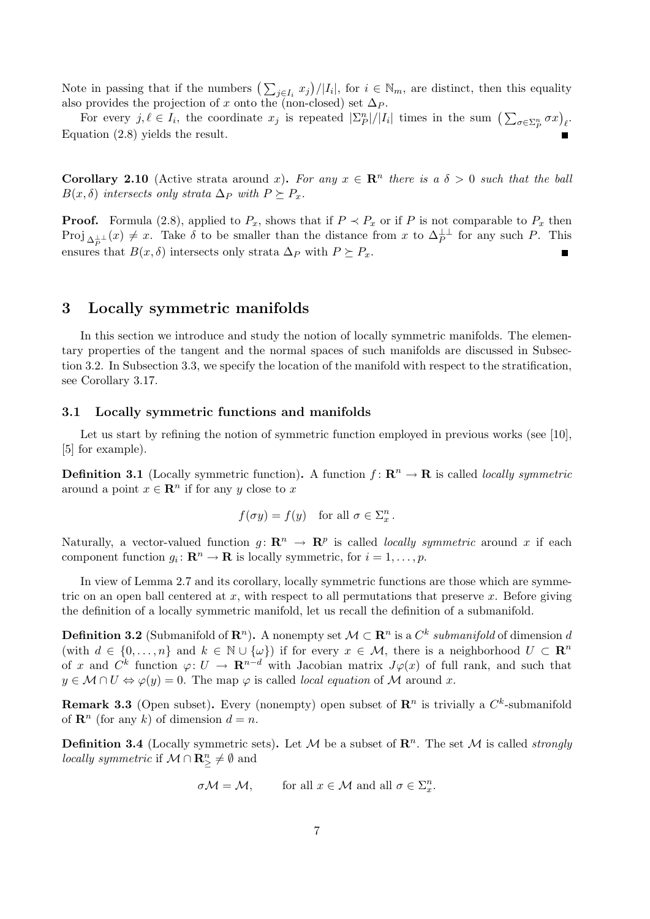Note in passing that if the numbers $\big(\sum_{j\in I_i} x_j\big)/|I_i|$, for $i \in \mathbb{N}_m$, are distinct, then this equality also provides the projection of $x$ onto the (non-closed) set $\Delta_P$.

For every $j, \ell \in I_i$, the coordinate $x_j$ is repeated $|\Sigma^n_P|/|I_i|$ times in the sum $\big(\sum_{\sigma\in\Sigma^n_P} \sigma x\big)_\ell$. Equation (2.8) yields the result. ∎

**Corollary 2.10** (Active strata around $x$)**.** *For any $x \in \mathbf{R}^n$ there is a $\delta > 0$ such that the ball $B(x, \delta)$ intersects only strata $\Delta_P$ with $P \succeq P_x$.*

**Proof.** Formula (2.8), applied to $P_x$, shows that if $P \prec P_x$ or if $P$ is not comparable to $P_x$ then $\operatorname{Proj}_{\Delta_P^{\perp\perp}}(x) \neq x$. Take $\delta$ to be smaller than the distance from $x$ to $\Delta_P^{\perp\perp}$ for any such $P$. This ensures that $B(x, \delta)$ intersects only strata $\Delta_P$ with $P \succeq P_x$. ∎

# 3 Locally symmetric manifolds

In this section we introduce and study the notion of locally symmetric manifolds. The elementary properties of the tangent and the normal spaces of such manifolds are discussed in Subsection 3.2. In Subsection 3.3, we specify the location of the manifold with respect to the stratification, see Corollary 3.17.

## 3.1 Locally symmetric functions and manifolds

Let us start by refining the notion of symmetric function employed in previous works (see [10], [5] for example).

**Definition 3.1** (Locally symmetric function)**.** A function $f : \mathbf{R}^n \to \mathbf{R}$ is called *locally symmetric* around a point $x \in \mathbf{R}^n$ if for any $y$ close to $x$

$$f(\sigma y) = f(y) \quad \text{for all } \sigma \in \Sigma^n_x .$$

Naturally, a vector-valued function $g : \mathbf{R}^n \to \mathbf{R}^p$ is called *locally symmetric* around $x$ if each component function $g_i : \mathbf{R}^n \to \mathbf{R}$ is locally symmetric, for $i = 1, \ldots, p$.

In view of Lemma 2.7 and its corollary, locally symmetric functions are those which are symmetric on an open ball centered at $x$, with respect to all permutations that preserve $x$. Before giving the definition of a locally symmetric manifold, let us recall the definition of a submanifold.

**Definition 3.2** (Submanifold of $\mathbf{R}^n$)**.** A nonempty set $\mathcal{M} \subset \mathbf{R}^n$ is a $C^k$ *submanifold* of dimension $d$ (with $d \in \{0, \ldots, n\}$ and $k \in \mathbb{N} \cup \{\omega\}$) if for every $x \in \mathcal{M}$, there is a neighborhood $U \subset \mathbf{R}^n$ of $x$ and $C^k$ function $\varphi : U \to \mathbf{R}^{n-d}$ with Jacobian matrix $J\varphi(x)$ of full rank, and such that $y \in \mathcal{M} \cap U \Leftrightarrow \varphi(y) = 0$. The map $\varphi$ is called *local equation* of $\mathcal{M}$ around $x$.

**Remark 3.3** (Open subset)**.** Every (nonempty) open subset of $\mathbf{R}^n$ is trivially a $C^k$-submanifold of $\mathbf{R}^n$ (for any $k$) of dimension $d = n$.

**Definition 3.4** (Locally symmetric sets)**.** Let $\mathcal{M}$ be a subset of $\mathbf{R}^n$. The set $\mathcal{M}$ is called *strongly locally symmetric* if $\mathcal{M} \cap \mathbf{R}^n_{\geq} \neq \emptyset$ and

$$\sigma\mathcal{M} = \mathcal{M}, \qquad \text{for all } x \in \mathcal{M} \text{ and all } \sigma \in \Sigma^n_x.$$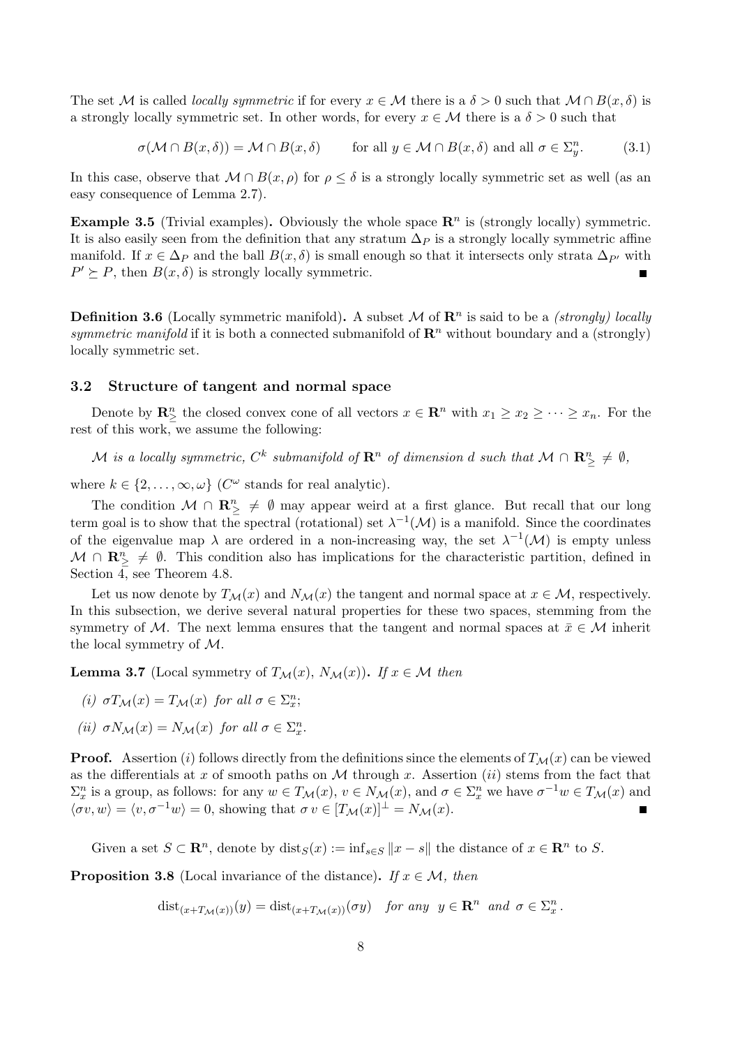The set $\mathcal{M}$ is called *locally symmetric* if for every $x \in \mathcal{M}$ there is a $\delta > 0$ such that $\mathcal{M} \cap B(x, \delta)$ is a strongly locally symmetric set. In other words, for every $x \in \mathcal{M}$ there is a $\delta > 0$ such that

$$\sigma(\mathcal{M} \cap B(x,\delta)) = \mathcal{M} \cap B(x,\delta) \qquad \text{for all } y \in \mathcal{M} \cap B(x,\delta) \text{ and all } \sigma \in \Sigma^n_y. \tag{3.1}$$

In this case, observe that $\mathcal{M} \cap B(x, \rho)$ for $\rho \leq \delta$ is a strongly locally symmetric set as well (as an easy consequence of Lemma 2.7).

**Example 3.5** (Trivial examples)**.** Obviously the whole space $\mathbf{R}^n$ is (strongly locally) symmetric. It is also easily seen from the definition that any stratum $\Delta_P$ is a strongly locally symmetric affine manifold. If $x \in \Delta_P$ and the ball $B(x, \delta)$ is small enough so that it intersects only strata $\Delta_{P'}$ with $P' \succeq P$, then $B(x, \delta)$ is strongly locally symmetric. ∎

**Definition 3.6** (Locally symmetric manifold)**.** A subset $\mathcal{M}$ of $\mathbf{R}^n$ is said to be a *(strongly) locally symmetric manifold* if it is both a connected submanifold of $\mathbf{R}^n$ without boundary and a (strongly) locally symmetric set.

### 3.2 Structure of tangent and normal space

Denote by $\mathbf{R}^n_{\geq}$ the closed convex cone of all vectors $x \in \mathbf{R}^n$ with $x_1 \geq x_2 \geq \cdots \geq x_n$. For the rest of this work, we assume the following:

*$\mathcal{M}$ is a locally symmetric, $C^k$ submanifold of $\mathbf{R}^n$ of dimension $d$ such that $\mathcal{M} \cap \mathbf{R}^n_{\geq} \neq \emptyset$,*

where $k \in \{2, \ldots, \infty, \omega\}$ ($C^\omega$ stands for real analytic).

The condition $\mathcal{M} \cap \mathbf{R}^n_{\geq} \neq \emptyset$ may appear weird at a first glance. But recall that our long term goal is to show that the spectral (rotational) set $\lambda^{-1}(\mathcal{M})$ is a manifold. Since the coordinates of the eigenvalue map $\lambda$ are ordered in a non-increasing way, the set $\lambda^{-1}(\mathcal{M})$ is empty unless $\mathcal{M} \cap \mathbf{R}^n_{\geq} \neq \emptyset$. This condition also has implications for the characteristic partition, defined in Section 4, see Theorem 4.8.

Let us now denote by $T_{\mathcal{M}}(x)$ and $N_{\mathcal{M}}(x)$ the tangent and normal space at $x \in \mathcal{M}$, respectively. In this subsection, we derive several natural properties for these two spaces, stemming from the symmetry of $\mathcal{M}$. The next lemma ensures that the tangent and normal spaces at $\bar{x} \in \mathcal{M}$ inherit the local symmetry of $\mathcal{M}$.

**Lemma 3.7** (Local symmetry of $T_{\mathcal{M}}(x)$, $N_{\mathcal{M}}(x)$)**.** *If $x \in \mathcal{M}$ then*

*(i) $\sigma T_{\mathcal{M}}(x) = T_{\mathcal{M}}(x)$ for all $\sigma \in \Sigma^n_x$;*

*(ii) $\sigma N_{\mathcal{M}}(x) = N_{\mathcal{M}}(x)$ for all $\sigma \in \Sigma^n_x$.*

**Proof.** Assertion $(i)$ follows directly from the definitions since the elements of $T_{\mathcal{M}}(x)$ can be viewed as the differentials at $x$ of smooth paths on $\mathcal{M}$ through $x$. Assertion $(ii)$ stems from the fact that $\Sigma^n_x$ is a group, as follows: for any $w \in T_{\mathcal{M}}(x)$, $v \in N_{\mathcal{M}}(x)$, and $\sigma \in \Sigma^n_x$ we have $\sigma^{-1}w \in T_{\mathcal{M}}(x)$ and $\langle \sigma v, w \rangle = \langle v, \sigma^{-1} w \rangle = 0$, showing that $\sigma v \in [T_{\mathcal{M}}(x)]^\perp = N_{\mathcal{M}}(x)$. ∎

Given a set $S \subset \mathbf{R}^n$, denote by $\operatorname{dist}_S(x) := \inf_{s \in S} \|x - s\|$ the distance of $x \in \mathbf{R}^n$ to $S$.

**Proposition 3.8** (Local invariance of the distance)**.** *If $x \in \mathcal{M}$, then*

$$\operatorname{dist}_{(x+T_{\mathcal{M}}(x))}(y) = \operatorname{dist}_{(x+T_{\mathcal{M}}(x))}(\sigma y) \quad \textit{for any} \;\; y \in \mathbf{R}^n \;\; \textit{and} \;\; \sigma \in \Sigma^n_x\,.$$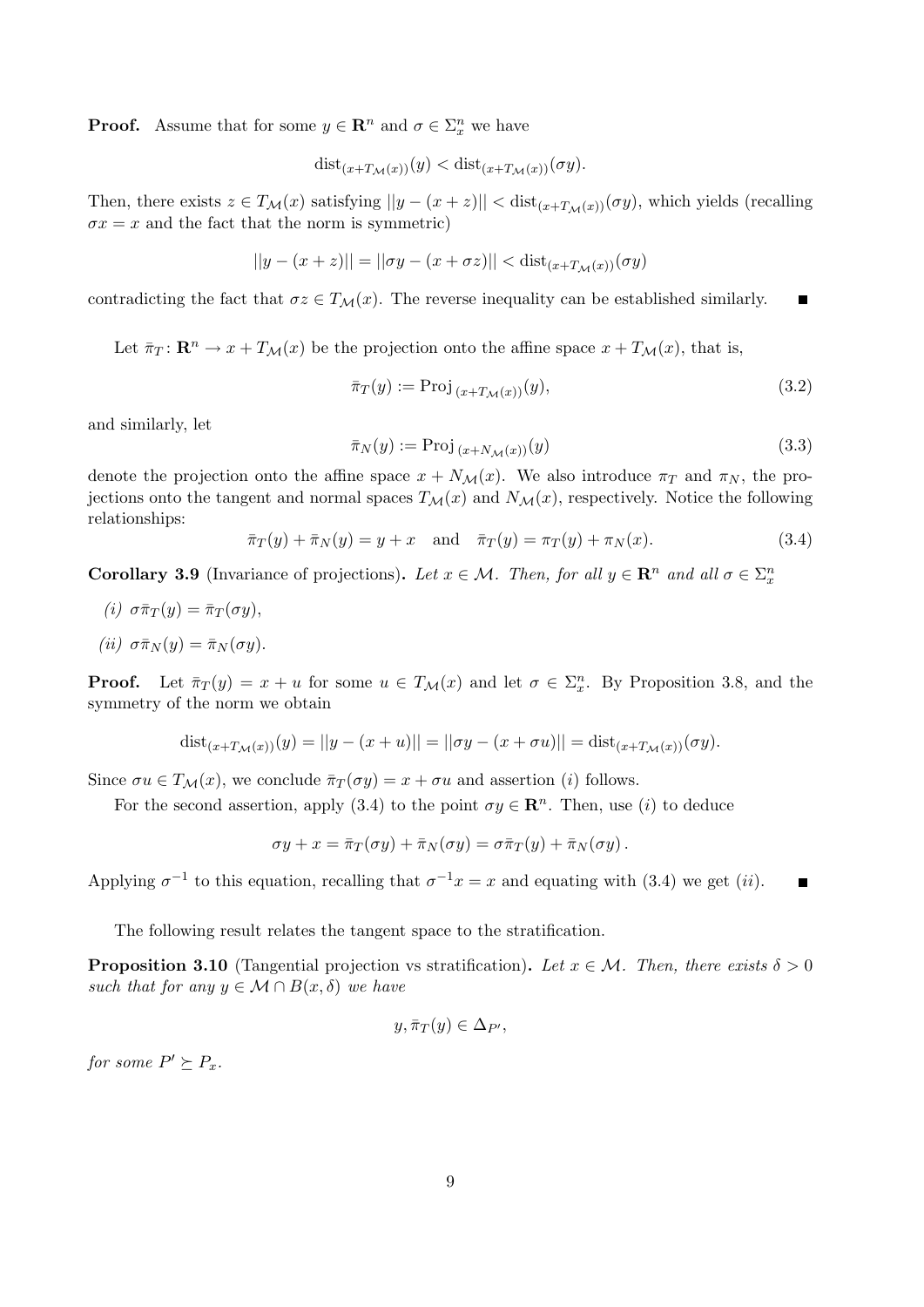**Proof.** Assume that for some $y \in \mathbf{R}^n$ and $\sigma \in \Sigma_x^n$ we have

$$\mathrm{dist}_{(x+T_{\mathcal{M}}(x))}(y) < \mathrm{dist}_{(x+T_{\mathcal{M}}(x))}(\sigma y).$$

Then, there exists $z \in T_{\mathcal{M}}(x)$ satisfying $||y - (x+z)|| < \mathrm{dist}_{(x+T_{\mathcal{M}}(x))}(\sigma y)$, which yields (recalling $\sigma x = x$ and the fact that the norm is symmetric)

$$||y - (x+z)|| = ||\sigma y - (x + \sigma z)|| < \mathrm{dist}_{(x+T_{\mathcal{M}}(x))}(\sigma y)$$

contradicting the fact that $\sigma z \in T_{\mathcal{M}}(x)$. The reverse inequality can be established similarly. ∎

Let $\bar{\pi}_T \colon \mathbf{R}^n \to x + T_{\mathcal{M}}(x)$ be the projection onto the affine space $x + T_{\mathcal{M}}(x)$, that is,

$$\bar{\pi}_T(y) := \mathrm{Proj}_{\,(x+T_{\mathcal{M}}(x))}(y), \tag{3.2}$$

and similarly, let

$$\bar{\pi}_N(y) := \mathrm{Proj}_{\,(x+N_{\mathcal{M}}(x))}(y) \tag{3.3}$$

denote the projection onto the affine space $x + N_{\mathcal{M}}(x)$. We also introduce $\pi_T$ and $\pi_N$, the projections onto the tangent and normal spaces $T_{\mathcal{M}}(x)$ and $N_{\mathcal{M}}(x)$, respectively. Notice the following relationships:

$$\bar{\pi}_T(y) + \bar{\pi}_N(y) = y + x \quad \text{and} \quad \bar{\pi}_T(y) = \pi_T(y) + \pi_N(x). \tag{3.4}$$

**Corollary 3.9** (Invariance of projections)**.** *Let $x \in \mathcal{M}$. Then, for all $y \in \mathbf{R}^n$ and all $\sigma \in \Sigma_x^n$*

*(i)* $\sigma \bar{\pi}_T(y) = \bar{\pi}_T(\sigma y)$,

*(ii)* $\sigma \bar{\pi}_N(y) = \bar{\pi}_N(\sigma y)$.

**Proof.** Let $\bar{\pi}_T(y) = x + u$ for some $u \in T_{\mathcal{M}}(x)$ and let $\sigma \in \Sigma_x^n$. By Proposition 3.8, and the symmetry of the norm we obtain

$$\mathrm{dist}_{(x+T_{\mathcal{M}}(x))}(y) = ||y - (x+u)|| = ||\sigma y - (x + \sigma u)|| = \mathrm{dist}_{(x+T_{\mathcal{M}}(x))}(\sigma y).$$

Since $\sigma u \in T_{\mathcal{M}}(x)$, we conclude $\bar{\pi}_T(\sigma y) = x + \sigma u$ and assertion $(i)$ follows.

For the second assertion, apply (3.4) to the point $\sigma y \in \mathbf{R}^n$. Then, use $(i)$ to deduce

$$\sigma y + x = \bar{\pi}_T(\sigma y) + \bar{\pi}_N(\sigma y) = \sigma \bar{\pi}_T(y) + \bar{\pi}_N(\sigma y)\,.$$

Applying $\sigma^{-1}$ to this equation, recalling that $\sigma^{-1} x = x$ and equating with (3.4) we get $(ii)$. ∎

The following result relates the tangent space to the stratification.

**Proposition 3.10** (Tangential projection vs stratification)**.** *Let $x \in \mathcal{M}$. Then, there exists $\delta > 0$ such that for any $y \in \mathcal{M} \cap B(x, \delta)$ we have*

$$y, \bar{\pi}_T(y) \in \Delta_{P'},$$

*for some $P' \succeq P_x$.*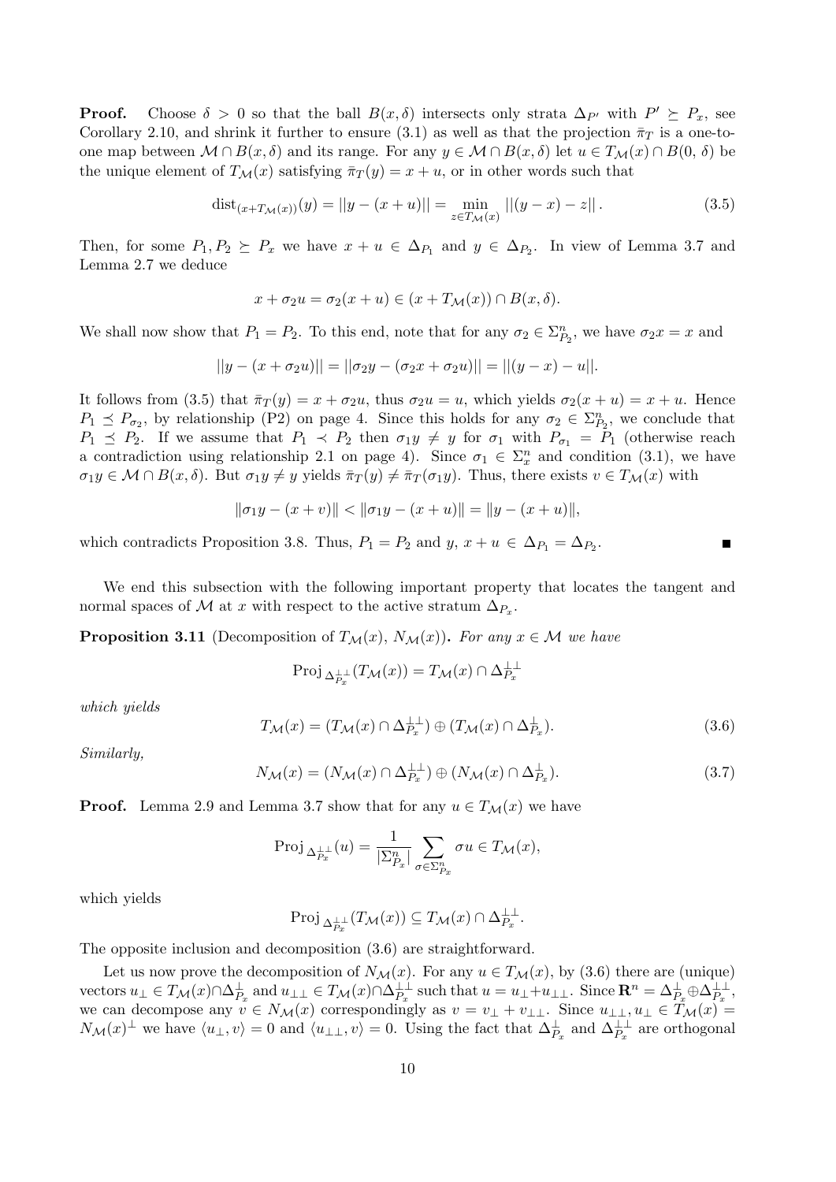**Proof.** Choose $\delta > 0$ so that the ball $B(x, \delta)$ intersects only strata $\Delta_{P'}$ with $P' \succeq P_x$, see Corollary 2.10, and shrink it further to ensure (3.1) as well as that the projection $\bar{\pi}_T$ is a one-to-one map between $\mathcal{M} \cap B(x, \delta)$ and its range. For any $y \in \mathcal{M} \cap B(x, \delta)$ let $u \in T_{\mathcal{M}}(x) \cap B(0, \delta)$ be the unique element of $T_{\mathcal{M}}(x)$ satisfying $\bar{\pi}_T(y) = x + u$, or in other words such that

$$\mathrm{dist}_{(x+T_{\mathcal{M}}(x))}(y) = ||y - (x + u)|| = \min_{z \in T_{\mathcal{M}}(x)} ||(y - x) - z|| \,. \tag{3.5}$$

Then, for some $P_1, P_2 \succeq P_x$ we have $x + u \in \Delta_{P_1}$ and $y \in \Delta_{P_2}$. In view of Lemma 3.7 and Lemma 2.7 we deduce

$$x + \sigma_2 u = \sigma_2(x + u) \in (x + T_{\mathcal{M}}(x)) \cap B(x, \delta).$$

We shall now show that $P_1 = P_2$. To this end, note that for any $\sigma_2 \in \Sigma^n_{P_2}$, we have $\sigma_2 x = x$ and

$$||y - (x + \sigma_2 u)|| = ||\sigma_2 y - (\sigma_2 x + \sigma_2 u)|| = ||(y - x) - u||.$$

It follows from (3.5) that $\bar{\pi}_T(y) = x + \sigma_2 u$, thus $\sigma_2 u = u$, which yields $\sigma_2(x + u) = x + u$. Hence $P_1 \preceq P_{\sigma_2}$, by relationship (P2) on page 4. Since this holds for any $\sigma_2 \in \Sigma^n_{P_2}$, we conclude that $P_1 \preceq P_2$. If we assume that $P_1 \prec P_2$ then $\sigma_1 y \neq y$ for $\sigma_1$ with $P_{\sigma_1} = P_1$ (otherwise reach a contradiction using relationship 2.1 on page 4). Since $\sigma_1 \in \Sigma^n_x$ and condition (3.1), we have $\sigma_1 y \in \mathcal{M} \cap B(x, \delta)$. But $\sigma_1 y \neq y$ yields $\bar{\pi}_T(y) \neq \bar{\pi}_T(\sigma_1 y)$. Thus, there exists $v \in T_{\mathcal{M}}(x)$ with

$$\|\sigma_1 y - (x + v)\| < \|\sigma_1 y - (x + u)\| = \|y - (x + u)\|,$$

which contradicts Proposition 3.8. Thus, $P_1 = P_2$ and $y,\, x + u \in \Delta_{P_1} = \Delta_{P_2}$. ∎

We end this subsection with the following important property that locates the tangent and normal spaces of $\mathcal{M}$ at $x$ with respect to the active stratum $\Delta_{P_x}$.

**Proposition 3.11** (Decomposition of $T_{\mathcal{M}}(x)$, $N_{\mathcal{M}}(x)$)**.** *For any $x \in \mathcal{M}$ we have*

$$\mathrm{Proj}_{\Delta^{\perp\perp}_{P_x}}(T_{\mathcal{M}}(x)) = T_{\mathcal{M}}(x) \cap \Delta^{\perp\perp}_{P_x}$$

*which yields*

$$T_{\mathcal{M}}(x) = (T_{\mathcal{M}}(x) \cap \Delta^{\perp\perp}_{P_x}) \oplus (T_{\mathcal{M}}(x) \cap \Delta^{\perp}_{P_x}). \tag{3.6}$$

*Similarly,*

$$N_{\mathcal{M}}(x) = (N_{\mathcal{M}}(x) \cap \Delta^{\perp\perp}_{P_x}) \oplus (N_{\mathcal{M}}(x) \cap \Delta^{\perp}_{P_x}). \tag{3.7}$$

**Proof.** Lemma 2.9 and Lemma 3.7 show that for any $u \in T_{\mathcal{M}}(x)$ we have

$$\mathrm{Proj}_{\Delta^{\perp\perp}_{P_x}}(u) = \frac{1}{|\Sigma^n_{P_x}|} \sum_{\sigma \in \Sigma^n_{P_x}} \sigma u \in T_{\mathcal{M}}(x),$$

which yields

$$\mathrm{Proj}_{\Delta^{\perp\perp}_{P_x}}(T_{\mathcal{M}}(x)) \subseteq T_{\mathcal{M}}(x) \cap \Delta^{\perp\perp}_{P_x}.$$

The opposite inclusion and decomposition (3.6) are straightforward.

Let us now prove the decomposition of $N_{\mathcal{M}}(x)$. For any $u \in T_{\mathcal{M}}(x)$, by (3.6) there are (unique) vectors $u_\perp \in T_{\mathcal{M}}(x) \cap \Delta^{\perp}_{P_x}$ and $u_{\perp\perp} \in T_{\mathcal{M}}(x) \cap \Delta^{\perp\perp}_{P_x}$ such that $u = u_\perp + u_{\perp\perp}$. Since $\mathbf{R}^n = \Delta^{\perp}_{P_x} \oplus \Delta^{\perp\perp}_{P_x}$, we can decompose any $v \in N_{\mathcal{M}}(x)$ correspondingly as $v = v_\perp + v_{\perp\perp}$. Since $u_{\perp\perp}, u_\perp \in T_{\mathcal{M}}(x) = N_{\mathcal{M}}(x)^\perp$ we have $\langle u_\perp, v \rangle = 0$ and $\langle u_{\perp\perp}, v \rangle = 0$. Using the fact that $\Delta^{\perp}_{P_x}$ and $\Delta^{\perp\perp}_{P_x}$ are orthogonal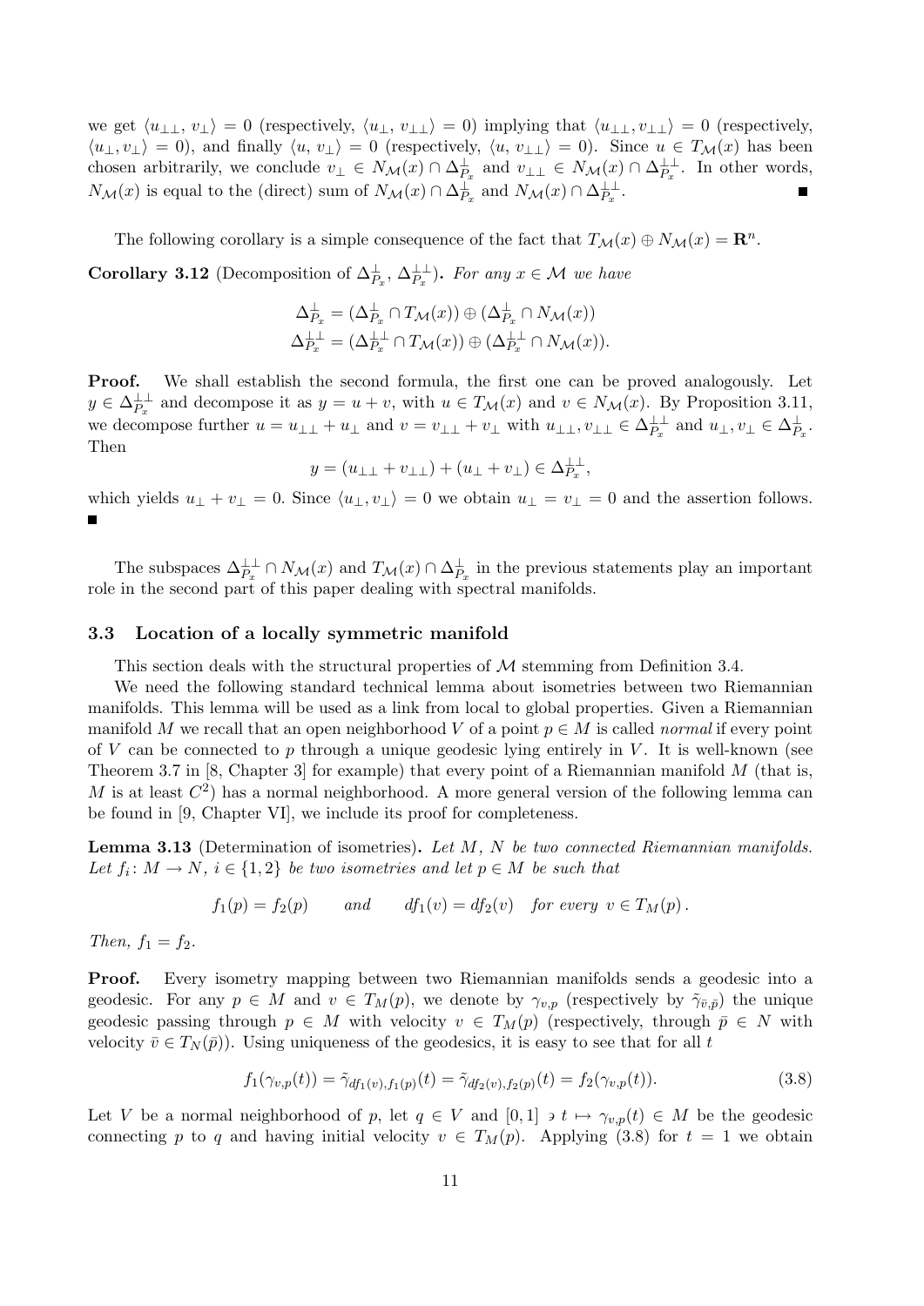we get $\langle u_{\perp\perp}, v_{\perp} \rangle = 0$ (respectively, $\langle u_{\perp}, v_{\perp\perp} \rangle = 0$) implying that $\langle u_{\perp\perp}, v_{\perp\perp} \rangle = 0$ (respectively, $\langle u_{\perp}, v_{\perp} \rangle = 0$), and finally $\langle u, v_{\perp} \rangle = 0$ (respectively, $\langle u, v_{\perp\perp} \rangle = 0$). Since $u \in T_{\mathcal{M}}(x)$ has been chosen arbitrarily, we conclude $v_{\perp} \in N_{\mathcal{M}}(x) \cap \Delta_{P_x}^{\perp}$ and $v_{\perp\perp} \in N_{\mathcal{M}}(x) \cap \Delta_{P_x}^{\perp\perp}$. In other words, $N_{\mathcal{M}}(x)$ is equal to the (direct) sum of $N_{\mathcal{M}}(x) \cap \Delta_{P_x}^{\perp}$ and $N_{\mathcal{M}}(x) \cap \Delta_{P_x}^{\perp\perp}$. ■

The following corollary is a simple consequence of the fact that $T_{\mathcal{M}}(x) \oplus N_{\mathcal{M}}(x) = \mathbf{R}^n$.

**Corollary 3.12** (Decomposition of $\Delta_{P_x}^{\perp}$, $\Delta_{P_x}^{\perp\perp}$)**.** *For any $x \in \mathcal{M}$ we have*

$$\Delta_{P_x}^{\perp} = (\Delta_{P_x}^{\perp} \cap T_{\mathcal{M}}(x)) \oplus (\Delta_{P_x}^{\perp} \cap N_{\mathcal{M}}(x))$$
$$\Delta_{P_x}^{\perp\perp} = (\Delta_{P_x}^{\perp\perp} \cap T_{\mathcal{M}}(x)) \oplus (\Delta_{P_x}^{\perp\perp} \cap N_{\mathcal{M}}(x)).$$

**Proof.** We shall establish the second formula, the first one can be proved analogously. Let $y \in \Delta_{P_x}^{\perp\perp}$ and decompose it as $y = u + v$, with $u \in T_{\mathcal{M}}(x)$ and $v \in N_{\mathcal{M}}(x)$. By Proposition 3.11, we decompose further $u = u_{\perp\perp} + u_{\perp}$ and $v = v_{\perp\perp} + v_{\perp}$ with $u_{\perp\perp}, v_{\perp\perp} \in \Delta_{P_x}^{\perp\perp}$ and $u_{\perp}, v_{\perp} \in \Delta_{P_x}^{\perp}$. Then

$$y = (u_{\perp\perp} + v_{\perp\perp}) + (u_{\perp} + v_{\perp}) \in \Delta_{P_x}^{\perp\perp},$$

which yields $u_{\perp} + v_{\perp} = 0$. Since $\langle u_{\perp}, v_{\perp} \rangle = 0$ we obtain $u_{\perp} = v_{\perp} = 0$ and the assertion follows. ■

The subspaces $\Delta_{P_x}^{\perp\perp} \cap N_{\mathcal{M}}(x)$ and $T_{\mathcal{M}}(x) \cap \Delta_{P_x}^{\perp}$ in the previous statements play an important role in the second part of this paper dealing with spectral manifolds.

### 3.3 Location of a locally symmetric manifold

This section deals with the structural properties of $\mathcal{M}$ stemming from Definition 3.4.

We need the following standard technical lemma about isometries between two Riemannian manifolds. This lemma will be used as a link from local to global properties. Given a Riemannian manifold $M$ we recall that an open neighborhood $V$ of a point $p \in M$ is called *normal* if every point of $V$ can be connected to $p$ through a unique geodesic lying entirely in $V$. It is well-known (see Theorem 3.7 in [8, Chapter 3] for example) that every point of a Riemannian manifold $M$ (that is, $M$ is at least $C^2$) has a normal neighborhood. A more general version of the following lemma can be found in [9, Chapter VI], we include its proof for completeness.

**Lemma 3.13** (Determination of isometries)**.** *Let $M$, $N$ be two connected Riemannian manifolds. Let $f_i \colon M \to N$, $i \in \{1, 2\}$ be two isometries and let $p \in M$ be such that*

$$f_1(p) = f_2(p) \qquad \text{and} \qquad df_1(v) = df_2(v) \quad \text{for every } v \in T_M(p)\,.$$

*Then, $f_1 = f_2$.*

**Proof.** Every isometry mapping between two Riemannian manifolds sends a geodesic into a geodesic. For any $p \in M$ and $v \in T_M(p)$, we denote by $\gamma_{v,p}$ (respectively by $\tilde{\gamma}_{\bar{v},\bar{p}}$) the unique geodesic passing through $p \in M$ with velocity $v \in T_M(p)$ (respectively, through $\bar{p} \in N$ with velocity $\bar{v} \in T_N(\bar{p})$). Using uniqueness of the geodesics, it is easy to see that for all $t$

$$f_1(\gamma_{v,p}(t)) = \tilde{\gamma}_{df_1(v), f_1(p)}(t) = \tilde{\gamma}_{df_2(v), f_2(p)}(t) = f_2(\gamma_{v,p}(t)). \tag{3.8}$$

Let $V$ be a normal neighborhood of $p$, let $q \in V$ and $[0, 1] \ni t \mapsto \gamma_{v,p}(t) \in M$ be the geodesic connecting $p$ to $q$ and having initial velocity $v \in T_M(p)$. Applying (3.8) for $t = 1$ we obtain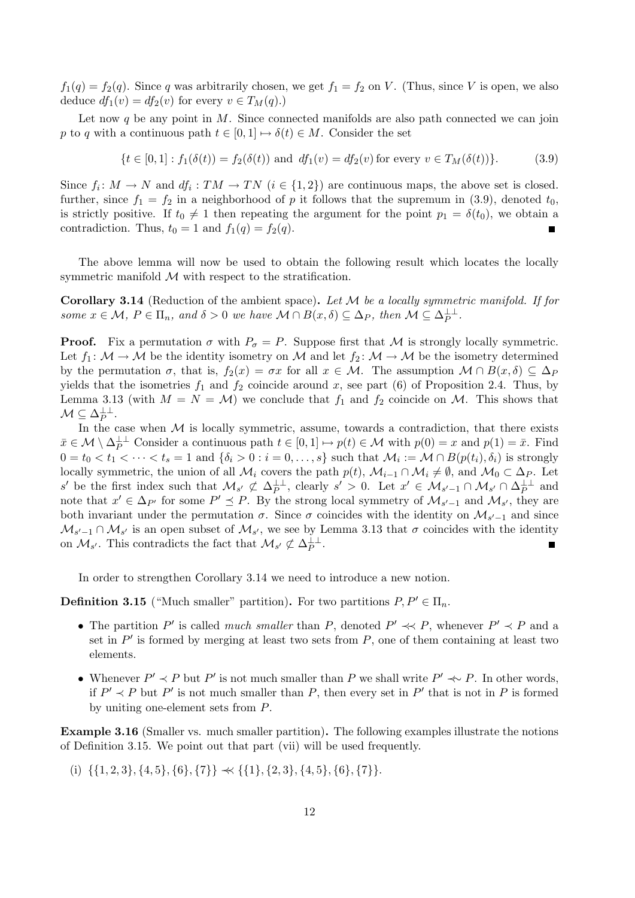$f_1(q) = f_2(q)$. Since $q$ was arbitrarily chosen, we get $f_1 = f_2$ on $V$. (Thus, since $V$ is open, we also deduce $df_1(v) = df_2(v)$ for every $v \in T_M(q)$.)

Let now $q$ be any point in $M$. Since connected manifolds are also path connected we can join $p$ to $q$ with a continuous path $t \in [0,1] \mapsto \delta(t) \in M$. Consider the set

$$\{t \in [0,1] : f_1(\delta(t)) = f_2(\delta(t)) \text{ and } df_1(v) = df_2(v) \text{ for every } v \in T_M(\delta(t))\}. \tag{3.9}$$

Since $f_i \colon M \to N$ and $df_i : TM \to TN$ ($i \in \{1,2\}$) are continuous maps, the above set is closed. further, since $f_1 = f_2$ in a neighborhood of $p$ it follows that the supremum in (3.9), denoted $t_0$, is strictly positive. If $t_0 \neq 1$ then repeating the argument for the point $p_1 = \delta(t_0)$, we obtain a contradiction. Thus, $t_0 = 1$ and $f_1(q) = f_2(q)$. ∎

The above lemma will now be used to obtain the following result which locates the locally symmetric manifold $\mathcal{M}$ with respect to the stratification.

**Corollary 3.14** (Reduction of the ambient space)**.** *Let $\mathcal{M}$ be a locally symmetric manifold. If for some $x \in \mathcal{M}$, $P \in \Pi_n$, and $\delta > 0$ we have $\mathcal{M} \cap B(x,\delta) \subseteq \Delta_P$, then $\mathcal{M} \subseteq \Delta_P^{\perp\perp}$.*

**Proof.** Fix a permutation $\sigma$ with $P_\sigma = P$. Suppose first that $\mathcal{M}$ is strongly locally symmetric. Let $f_1 \colon \mathcal{M} \to \mathcal{M}$ be the identity isometry on $\mathcal{M}$ and let $f_2 \colon \mathcal{M} \to \mathcal{M}$ be the isometry determined by the permutation $\sigma$, that is, $f_2(x) = \sigma x$ for all $x \in \mathcal{M}$. The assumption $\mathcal{M} \cap B(x,\delta) \subseteq \Delta_P$ yields that the isometries $f_1$ and $f_2$ coincide around $x$, see part (6) of Proposition 2.4. Thus, by Lemma 3.13 (with $M = N = \mathcal{M}$) we conclude that $f_1$ and $f_2$ coincide on $\mathcal{M}$. This shows that $\mathcal{M} \subseteq \Delta_P^{\perp\perp}$.

In the case when $\mathcal{M}$ is locally symmetric, assume, towards a contradiction, that there exists $\bar{x} \in \mathcal{M} \setminus \Delta_P^{\perp\perp}$ Consider a continuous path $t \in [0,1] \mapsto p(t) \in \mathcal{M}$ with $p(0) = x$ and $p(1) = \bar{x}$. Find $0 = t_0 < t_1 < \cdots < t_s = 1$ and $\{\delta_i > 0 : i = 0, \ldots, s\}$ such that $\mathcal{M}_i := \mathcal{M} \cap B(p(t_i), \delta_i)$ is strongly locally symmetric, the union of all $\mathcal{M}_i$ covers the path $p(t)$, $\mathcal{M}_{i-1} \cap \mathcal{M}_i \neq \emptyset$, and $\mathcal{M}_0 \subset \Delta_P$. Let $s'$ be the first index such that $\mathcal{M}_{s'} \not\subset \Delta_P^{\perp\perp}$, clearly $s' > 0$. Let $x' \in \mathcal{M}_{s'-1} \cap \mathcal{M}_{s'} \cap \Delta_P^{\perp\perp}$ and note that $x' \in \Delta_{P'}$ for some $P' \preceq P$. By the strong local symmetry of $\mathcal{M}_{s'-1}$ and $\mathcal{M}_{s'}$, they are both invariant under the permutation $\sigma$. Since $\sigma$ coincides with the identity on $\mathcal{M}_{s'-1}$ and since $\mathcal{M}_{s'-1} \cap \mathcal{M}_{s'}$ is an open subset of $\mathcal{M}_{s'}$, we see by Lemma 3.13 that $\sigma$ coincides with the identity on $\mathcal{M}_{s'}$. This contradicts the fact that $\mathcal{M}_{s'} \not\subset \Delta_P^{\perp\perp}$. ∎

In order to strengthen Corollary 3.14 we need to introduce a new notion.

**Definition 3.15** ("Much smaller" partition)**.** For two partitions $P, P' \in \Pi_n$.

- The partition $P'$ is called *much smaller* than $P$, denoted $P' \prec\!\!\prec P$, whenever $P' \prec P$ and a set in $P'$ is formed by merging at least two sets from $P$, one of them containing at least two elements.
- Whenever $P' \prec P$ but $P'$ is not much smaller than $P$ we shall write $P' \not\prec\!\!\prec P$. In other words, if $P' \prec P$ but $P'$ is not much smaller than $P$, then every set in $P'$ that is not in $P$ is formed by uniting one-element sets from $P$.

**Example 3.16** (Smaller vs. much smaller partition)**.** The following examples illustrate the notions of Definition 3.15. We point out that part (vii) will be used frequently.

(i) $\{\{1,2,3\},\{4,5\},\{6\},\{7\}\} \prec\!\!\prec \{\{1\},\{2,3\},\{4,5\},\{6\},\{7\}\}$.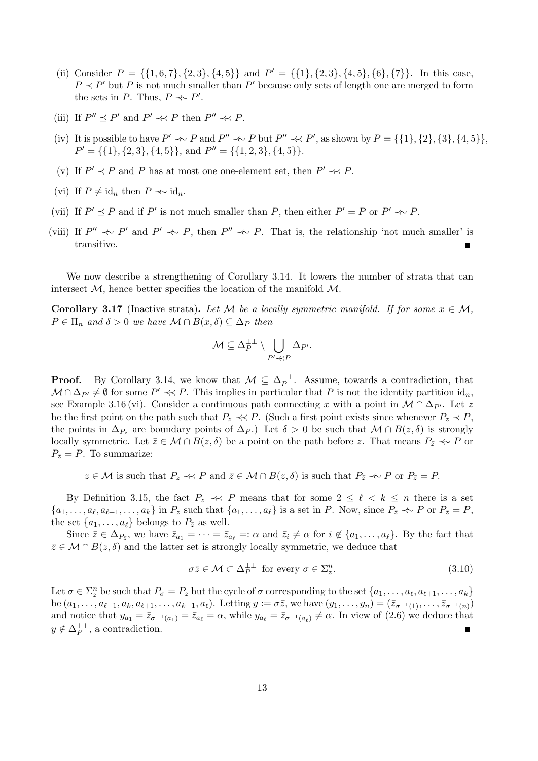(ii) Consider $P = \{\{1,6,7\},\{2,3\},\{4,5\}\}$ and $P' = \{\{1\},\{2,3\},\{4,5\},\{6\},\{7\}\}$. In this case, $P \prec P'$ but $P$ is not much smaller than $P'$ because only sets of length one are merged to form the sets in $P$. Thus, $P \not\prec\!\!\prec P'$.

(iii) If $P'' \preceq P'$ and $P' \prec\!\!\prec P$ then $P'' \prec\!\!\prec P$.

(iv) It is possible to have $P' \not\prec\!\!\prec P$ and $P'' \not\prec\!\!\prec P$ but $P'' \prec\!\!\prec P'$, as shown by $P = \{\{1\},\{2\},\{3\},\{4,5\}\}$, $P' = \{\{1\},\{2,3\},\{4,5\}\}$, and $P'' = \{\{1,2,3\},\{4,5\}\}$.

(v) If $P' \prec P$ and $P$ has at most one one-element set, then $P' \prec\!\!\prec P$.

(vi) If $P \neq \mathrm{id}_n$ then $P \not\prec\!\!\prec \mathrm{id}_n$.

(vii) If $P' \preceq P$ and if $P'$ is not much smaller than $P$, then either $P' = P$ or $P' \not\prec\!\!\prec P$.

(viii) If $P'' \not\prec\!\!\prec P'$ and $P' \not\prec\!\!\prec P$, then $P'' \not\prec\!\!\prec P$. That is, the relationship 'not much smaller' is transitive. ■

We now describe a strengthening of Corollary 3.14. It lowers the number of strata that can intersect $\mathcal{M}$, hence better specifies the location of the manifold $\mathcal{M}$.

**Corollary 3.17** (Inactive strata)**.** *Let $\mathcal{M}$ be a locally symmetric manifold. If for some $x \in \mathcal{M}$, $P \in \Pi_n$ and $\delta > 0$ we have $\mathcal{M} \cap B(x,\delta) \subseteq \Delta_P$ then*

$$\mathcal{M} \subseteq \Delta_P^{\perp\perp} \setminus \bigcup_{P' \prec\!\!\prec P} \Delta_{P'}.$$

**Proof.** By Corollary 3.14, we know that $\mathcal{M} \subseteq \Delta_P^{\perp\perp}$. Assume, towards a contradiction, that $\mathcal{M} \cap \Delta_{P'} \neq \emptyset$ for some $P' \prec\!\!\prec P$. This implies in particular that $P$ is not the identity partition $\mathrm{id}_n$, see Example 3.16 (vi). Consider a continuous path connecting $x$ with a point in $\mathcal{M} \cap \Delta_{P'}$. Let $z$ be the first point on the path such that $P_z \prec\!\!\prec P$. (Such a first point exists since whenever $P_z \prec P$, the points in $\Delta_{P_z}$ are boundary points of $\Delta_P$.) Let $\delta > 0$ be such that $\mathcal{M} \cap B(z,\delta)$ is strongly locally symmetric. Let $\bar{z} \in \mathcal{M} \cap B(z,\delta)$ be a point on the path before $z$. That means $P_{\bar{z}} \not\prec\!\!\prec P$ or $P_{\bar{z}} = P$. To summarize:

$z \in \mathcal{M}$ is such that $P_z \prec\!\!\prec P$ and $\bar{z} \in \mathcal{M} \cap B(z,\delta)$ is such that $P_{\bar{z}} \not\prec\!\!\prec P$ or $P_{\bar{z}} = P$.

By Definition 3.15, the fact $P_z \prec\!\!\prec P$ means that for some $2 \leq \ell < k \leq n$ there is a set $\{a_1,\ldots,a_\ell,a_{\ell+1},\ldots,a_k\}$ in $P_z$ such that $\{a_1,\ldots,a_\ell\}$ is a set in $P$. Now, since $P_{\bar{z}} \not\prec\!\!\prec P$ or $P_{\bar{z}} = P$, the set $\{a_1,\ldots,a_\ell\}$ belongs to $P_{\bar{z}}$ as well.

Since $\bar{z} \in \Delta_{P_{\bar{z}}}$, we have $\bar{z}_{a_1} = \cdots = \bar{z}_{a_\ell} =: \alpha$ and $\bar{z}_i \neq \alpha$ for $i \notin \{a_1,\ldots,a_\ell\}$. By the fact that $\bar{z} \in \mathcal{M} \cap B(z,\delta)$ and the latter set is strongly locally symmetric, we deduce that

$$\sigma\bar{z} \in \mathcal{M} \subset \Delta_P^{\perp\perp} \text{ for every } \sigma \in \Sigma_z^n. \tag{3.10}$$

Let $\sigma \in \Sigma_z^n$ be such that $P_\sigma = P_z$ but the cycle of $\sigma$ corresponding to the set $\{a_1,\ldots,a_\ell,a_{\ell+1},\ldots,a_k\}$ be $(a_1,\ldots,a_{\ell-1},a_k,a_{\ell+1},\ldots,a_{k-1},a_\ell)$. Letting $y := \sigma\bar{z}$, we have $(y_1,\ldots,y_n) = (\bar{z}_{\sigma^{-1}(1)},\ldots,\bar{z}_{\sigma^{-1}(n)})$ and notice that $y_{a_1} = \bar{z}_{\sigma^{-1}(a_1)} = \bar{z}_{a_\ell} = \alpha$, while $y_{a_\ell} = \bar{z}_{\sigma^{-1}(a_\ell)} \neq \alpha$. In view of (2.6) we deduce that $y \notin \Delta_P^{\perp\perp}$, a contradiction. ■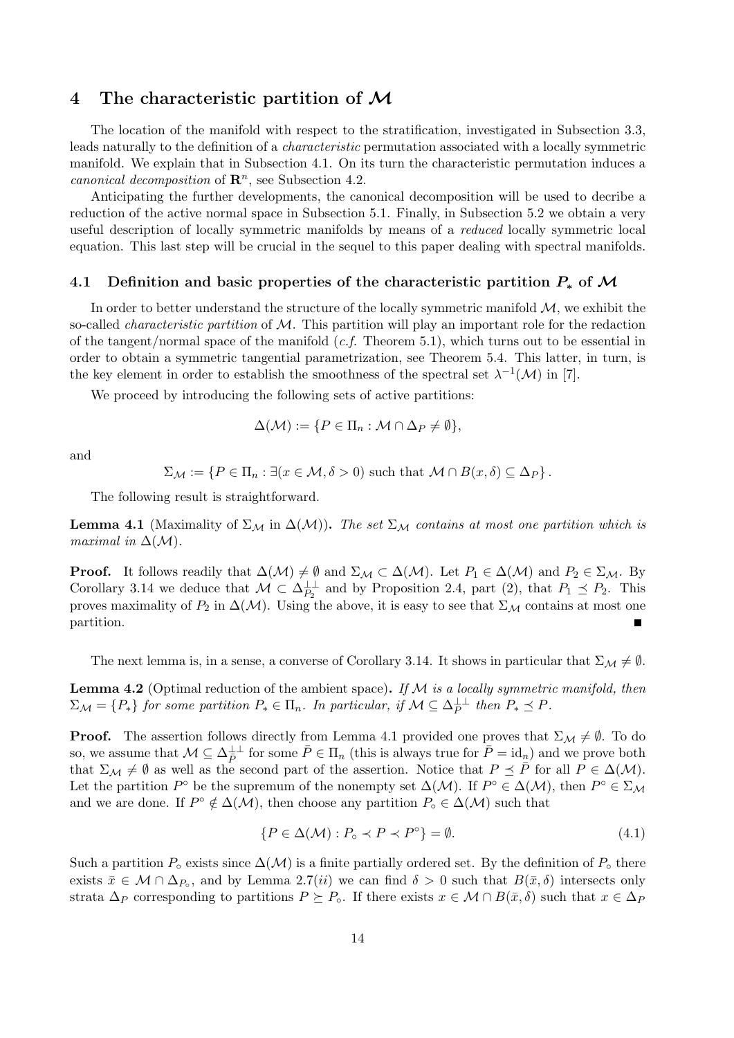## 4 The characteristic partition of $\mathcal{M}$

The location of the manifold with respect to the stratification, investigated in Subsection 3.3, leads naturally to the definition of a *characteristic* permutation associated with a locally symmetric manifold. We explain that in Subsection 4.1. On its turn the characteristic permutation induces a *canonical decomposition* of $\mathbf{R}^n$, see Subsection 4.2.

Anticipating the further developments, the canonical decomposition will be used to decribe a reduction of the active normal space in Subsection 5.1. Finally, in Subsection 5.2 we obtain a very useful description of locally symmetric manifolds by means of a *reduced* locally symmetric local equation. This last step will be crucial in the sequel to this paper dealing with spectral manifolds.

### 4.1 Definition and basic properties of the characteristic partition $P_*$ of $\mathcal{M}$

In order to better understand the structure of the locally symmetric manifold $\mathcal{M}$, we exhibit the so-called *characteristic partition* of $\mathcal{M}$. This partition will play an important role for the redaction of the tangent/normal space of the manifold (*c.f.* Theorem 5.1), which turns out to be essential in order to obtain a symmetric tangential parametrization, see Theorem 5.4. This latter, in turn, is the key element in order to establish the smoothness of the spectral set $\lambda^{-1}(\mathcal{M})$ in [7].

We proceed by introducing the following sets of active partitions:

$$\Delta(\mathcal{M}) := \{P \in \Pi_n : \mathcal{M} \cap \Delta_P \neq \emptyset\},$$

and

$$\Sigma_{\mathcal{M}} := \{P \in \Pi_n : \exists (x \in \mathcal{M}, \delta > 0) \text{ such that } \mathcal{M} \cap B(x, \delta) \subseteq \Delta_P\}.$$

The following result is straightforward.

**Lemma 4.1** (Maximality of $\Sigma_{\mathcal{M}}$ in $\Delta(\mathcal{M})$)**.** *The set $\Sigma_{\mathcal{M}}$ contains at most one partition which is maximal in $\Delta(\mathcal{M})$.*

**Proof.** It follows readily that $\Delta(\mathcal{M}) \neq \emptyset$ and $\Sigma_{\mathcal{M}} \subset \Delta(\mathcal{M})$. Let $P_1 \in \Delta(\mathcal{M})$ and $P_2 \in \Sigma_{\mathcal{M}}$. By Corollary 3.14 we deduce that $\mathcal{M} \subset \Delta_{P_2}^{\perp\perp}$ and by Proposition 2.4, part (2), that $P_1 \preceq P_2$. This proves maximality of $P_2$ in $\Delta(\mathcal{M})$. Using the above, it is easy to see that $\Sigma_{\mathcal{M}}$ contains at most one partition. ∎

The next lemma is, in a sense, a converse of Corollary 3.14. It shows in particular that $\Sigma_{\mathcal{M}} \neq \emptyset$.

**Lemma 4.2** (Optimal reduction of the ambient space)**.** *If $\mathcal{M}$ is a locally symmetric manifold, then $\Sigma_{\mathcal{M}} = \{P_*\}$ for some partition $P_* \in \Pi_n$. In particular, if $\mathcal{M} \subseteq \Delta_P^{\perp\perp}$ then $P_* \preceq P$.*

**Proof.** The assertion follows directly from Lemma 4.1 provided one proves that $\Sigma_{\mathcal{M}} \neq \emptyset$. To do so, we assume that $\mathcal{M} \subseteq \Delta_{\bar{P}}^{\perp\perp}$ for some $\bar{P} \in \Pi_n$ (this is always true for $\bar{P} = \mathrm{id}_n$) and we prove both that $\Sigma_{\mathcal{M}} \neq \emptyset$ as well as the second part of the assertion. Notice that $P \preceq \bar{P}$ for all $P \in \Delta(\mathcal{M})$. Let the partition $P^\circ$ be the supremum of the nonempty set $\Delta(\mathcal{M})$. If $P^\circ \in \Delta(\mathcal{M})$, then $P^\circ \in \Sigma_{\mathcal{M}}$ and we are done. If $P^\circ \notin \Delta(\mathcal{M})$, then choose any partition $P_\circ \in \Delta(\mathcal{M})$ such that

$$\{P \in \Delta(\mathcal{M}) : P_\circ \prec P \prec P^\circ\} = \emptyset. \tag{4.1}$$

Such a partition $P_\circ$ exists since $\Delta(\mathcal{M})$ is a finite partially ordered set. By the definition of $P_\circ$ there exists $\bar{x} \in \mathcal{M} \cap \Delta_{P_\circ}$, and by Lemma 2.7($ii$) we can find $\delta > 0$ such that $B(\bar{x}, \delta)$ intersects only strata $\Delta_P$ corresponding to partitions $P \succeq P_\circ$. If there exists $x \in \mathcal{M} \cap B(\bar{x}, \delta)$ such that $x \in \Delta_P$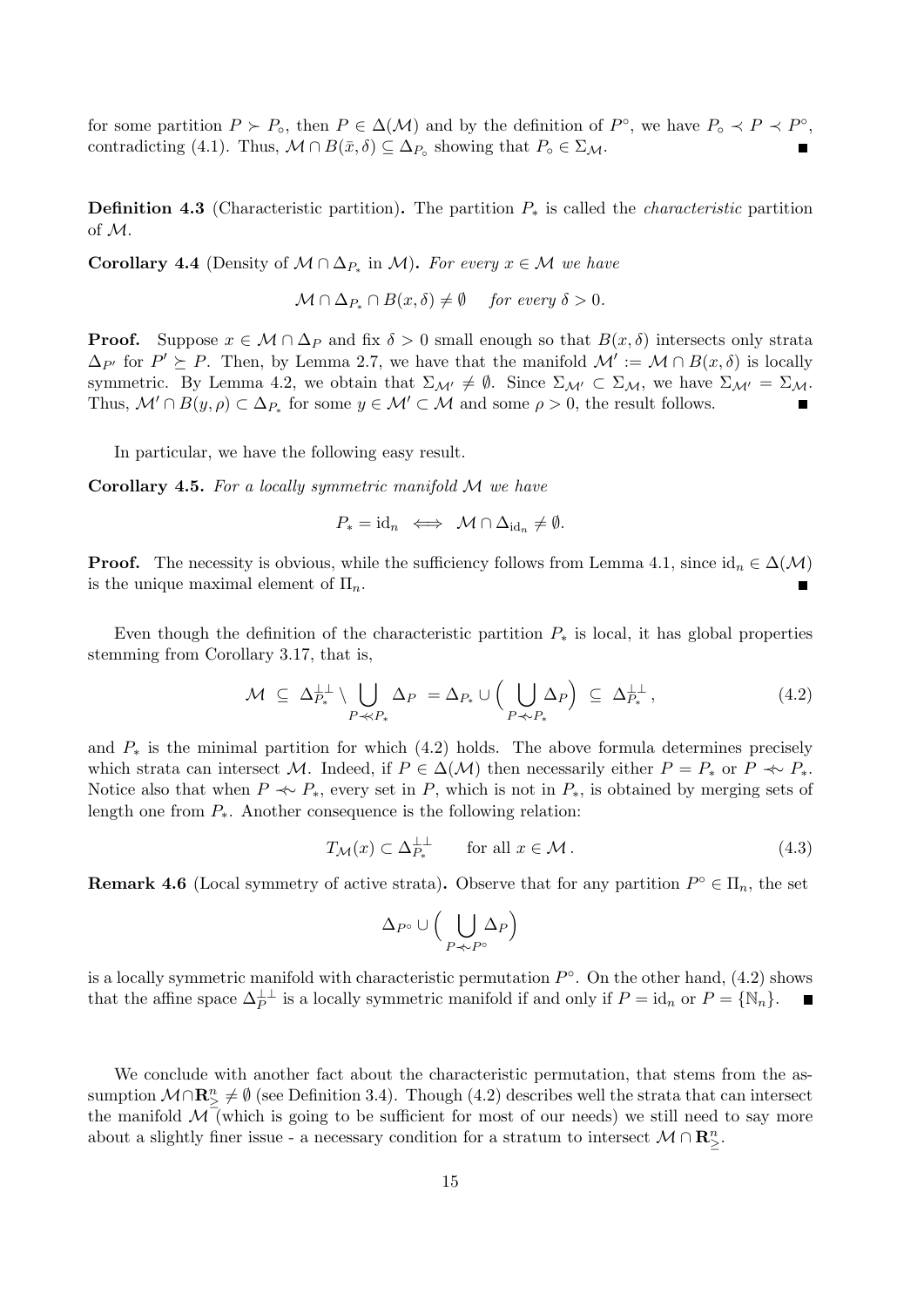for some partition $P \succ P_\circ$, then $P \in \Delta(\mathcal{M})$ and by the definition of $P^\circ$, we have $P_\circ \prec P \prec P^\circ$, contradicting (4.1). Thus, $\mathcal{M} \cap B(\bar{x}, \delta) \subseteq \Delta_{P_\circ}$ showing that $P_\circ \in \Sigma_{\mathcal{M}}$. ∎

**Definition 4.3** (Characteristic partition)**.** The partition $P_*$ is called the *characteristic* partition of $\mathcal{M}$.

**Corollary 4.4** (Density of $\mathcal{M} \cap \Delta_{P_*}$ in $\mathcal{M}$)**.** *For every $x \in \mathcal{M}$ we have*

$$\mathcal{M} \cap \Delta_{P_*} \cap B(x, \delta) \neq \emptyset \quad \textit{for every } \delta > 0.$$

**Proof.** Suppose $x \in \mathcal{M} \cap \Delta_P$ and fix $\delta > 0$ small enough so that $B(x, \delta)$ intersects only strata $\Delta_{P'}$ for $P' \succeq P$. Then, by Lemma 2.7, we have that the manifold $\mathcal{M}' := \mathcal{M} \cap B(x, \delta)$ is locally symmetric. By Lemma 4.2, we obtain that $\Sigma_{\mathcal{M}'} \neq \emptyset$. Since $\Sigma_{\mathcal{M}'} \subset \Sigma_{\mathcal{M}}$, we have $\Sigma_{\mathcal{M}'} = \Sigma_{\mathcal{M}}$. Thus, $\mathcal{M}' \cap B(y, \rho) \subset \Delta_{P_*}$ for some $y \in \mathcal{M}' \subset \mathcal{M}$ and some $\rho > 0$, the result follows. ∎

In particular, we have the following easy result.

**Corollary 4.5.** *For a locally symmetric manifold $\mathcal{M}$ we have*

$$P_* = \mathrm{id}_n \iff \mathcal{M} \cap \Delta_{\mathrm{id}_n} \neq \emptyset.$$

**Proof.** The necessity is obvious, while the sufficiency follows from Lemma 4.1, since $\mathrm{id}_n \in \Delta(\mathcal{M})$ is the unique maximal element of $\Pi_n$. ∎

Even though the definition of the characteristic partition $P_*$ is local, it has global properties stemming from Corollary 3.17, that is,

$$\mathcal{M} \subseteq \Delta_{P_*}^{\perp\perp} \setminus \bigcup_{P \not\ll P_*} \Delta_P = \Delta_{P_*} \cup \Big( \bigcup_{P \not\sim P_*} \Delta_P \Big) \subseteq \Delta_{P_*}^{\perp\perp}, \tag{4.2}$$

and $P_*$ is the minimal partition for which (4.2) holds. The above formula determines precisely which strata can intersect $\mathcal{M}$. Indeed, if $P \in \Delta(\mathcal{M})$ then necessarily either $P = P_*$ or $P \not\sim P_*$. Notice also that when $P \not\sim P_*$, every set in $P$, which is not in $P_*$, is obtained by merging sets of length one from $P_*$. Another consequence is the following relation:

$$T_{\mathcal{M}}(x) \subset \Delta_{P_*}^{\perp\perp} \qquad \text{for all } x \in \mathcal{M}. \tag{4.3}$$

**Remark 4.6** (Local symmetry of active strata)**.** Observe that for any partition $P^\circ \in \Pi_n$, the set

$$\Delta_{P^\circ} \cup \Big( \bigcup_{P \not\sim P^\circ} \Delta_P \Big)$$

is a locally symmetric manifold with characteristic permutation $P^\circ$. On the other hand, (4.2) shows that the affine space $\Delta_P^{\perp\perp}$ is a locally symmetric manifold if and only if $P = \mathrm{id}_n$ or $P = \{\mathbb{N}_n\}$. ∎

We conclude with another fact about the characteristic permutation, that stems from the assumption $\mathcal{M} \cap \mathbf{R}^n_{\geq} \neq \emptyset$ (see Definition 3.4). Though (4.2) describes well the strata that can intersect the manifold $\mathcal{M}$ (which is going to be sufficient for most of our needs) we still need to say more about a slightly finer issue - a necessary condition for a stratum to intersect $\mathcal{M} \cap \mathbf{R}^n_{\geq}$.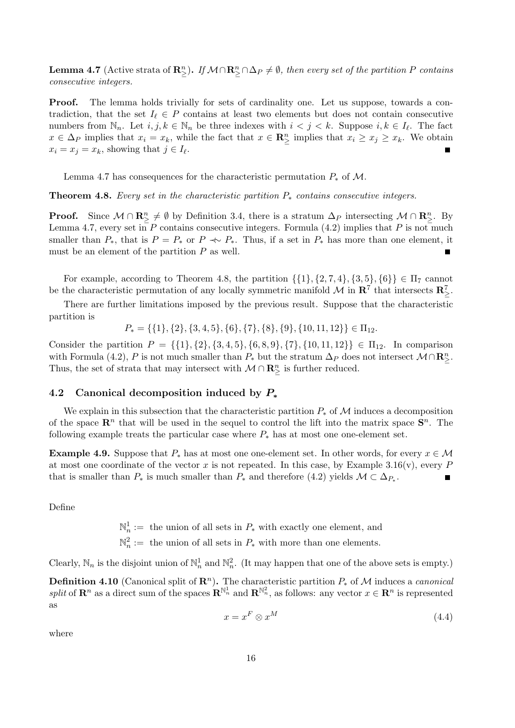**Lemma 4.7** (Active strata of $\mathbf{R}^n_{\geq}$)**.** *If $\mathcal{M}\cap\mathbf{R}^n_{\geq}\cap\Delta_P \neq \emptyset$, then every set of the partition $P$ contains consecutive integers.*

**Proof.** The lemma holds trivially for sets of cardinality one. Let us suppose, towards a contradiction, that the set $I_\ell \in P$ contains at least two elements but does not contain consecutive numbers from $\mathbb{N}_n$. Let $i, j, k \in \mathbb{N}_n$ be three indexes with $i < j < k$. Suppose $i, k \in I_\ell$. The fact $x \in \Delta_P$ implies that $x_i = x_k$, while the fact that $x \in \mathbf{R}^n_{\geq}$ implies that $x_i \geq x_j \geq x_k$. We obtain $x_i = x_j = x_k$, showing that $j \in I_\ell$. ■

Lemma 4.7 has consequences for the characteristic permutation $P_*$ of $\mathcal{M}$.

**Theorem 4.8.** *Every set in the characteristic partition $P_*$ contains consecutive integers.*

**Proof.** Since $\mathcal{M}\cap\mathbf{R}^n_{\geq} \neq \emptyset$ by Definition 3.4, there is a stratum $\Delta_P$ intersecting $\mathcal{M}\cap\mathbf{R}^n_{\geq}$. By Lemma 4.7, every set in $P$ contains consecutive integers. Formula (4.2) implies that $P$ is not much smaller than $P_*$, that is $P = P_*$ or $P \not\prec\!\!\sim P_*$. Thus, if a set in $P_*$ has more than one element, it must be an element of the partition $P$ as well. ■

For example, according to Theorem 4.8, the partition $\{\{1\},\{2,7,4\},\{3,5\},\{6\}\} \in \Pi_7$ cannot be the characteristic permutation of any locally symmetric manifold $\mathcal{M}$ in $\mathbf{R}^7$ that intersects $\mathbf{R}^7_{\geq}$.

There are further limitations imposed by the previous result. Suppose that the characteristic partition is

$$P_* = \{\{1\},\{2\},\{3,4,5\},\{6\},\{7\},\{8\},\{9\},\{10,11,12\}\} \in \Pi_{12}.$$

Consider the partition $P = \{\{1\},\{2\},\{3,4,5\},\{6,8,9\},\{7\},\{10,11,12\}\} \in \Pi_{12}$. In comparison with Formula (4.2), $P$ is not much smaller than $P_*$ but the stratum $\Delta_P$ does not intersect $\mathcal{M}\cap\mathbf{R}^n_{\geq}$. Thus, the set of strata that may intersect with $\mathcal{M}\cap\mathbf{R}^n_{\geq}$ is further reduced.

## 4.2 Canonical decomposition induced by $P_*$

We explain in this subsection that the characteristic partition $P_*$ of $\mathcal{M}$ induces a decomposition of the space $\mathbf{R}^n$ that will be used in the sequel to control the lift into the matrix space $\mathbf{S}^n$. The following example treats the particular case where $P_*$ has at most one one-element set.

**Example 4.9.** Suppose that $P_*$ has at most one one-element set. In other words, for every $x \in \mathcal{M}$ at most one coordinate of the vector $x$ is not repeated. In this case, by Example 3.16(v), every $P$ that is smaller than $P_*$ is much smaller than $P_*$ and therefore (4.2) yields $\mathcal{M} \subset \Delta_{P_*}$. ■

Define

$$\mathbb{N}^1_n := \text{ the union of all sets in } P_* \text{ with exactly one element, and}$$
$$\mathbb{N}^2_n := \text{ the union of all sets in } P_* \text{ with more than one elements.}$$

Clearly, $\mathbb{N}_n$ is the disjoint union of $\mathbb{N}^1_n$ and $\mathbb{N}^2_n$. (It may happen that one of the above sets is empty.)

**Definition 4.10** (Canonical split of $\mathbf{R}^n$)**.** The characteristic partition $P_*$ of $\mathcal{M}$ induces a *canonical split* of $\mathbf{R}^n$ as a direct sum of the spaces $\mathbf{R}^{\mathbb{N}^1_n}$ and $\mathbf{R}^{\mathbb{N}^2_n}$, as follows: any vector $x \in \mathbf{R}^n$ is represented as

$$x = x^F \otimes x^M \tag{4.4}$$

where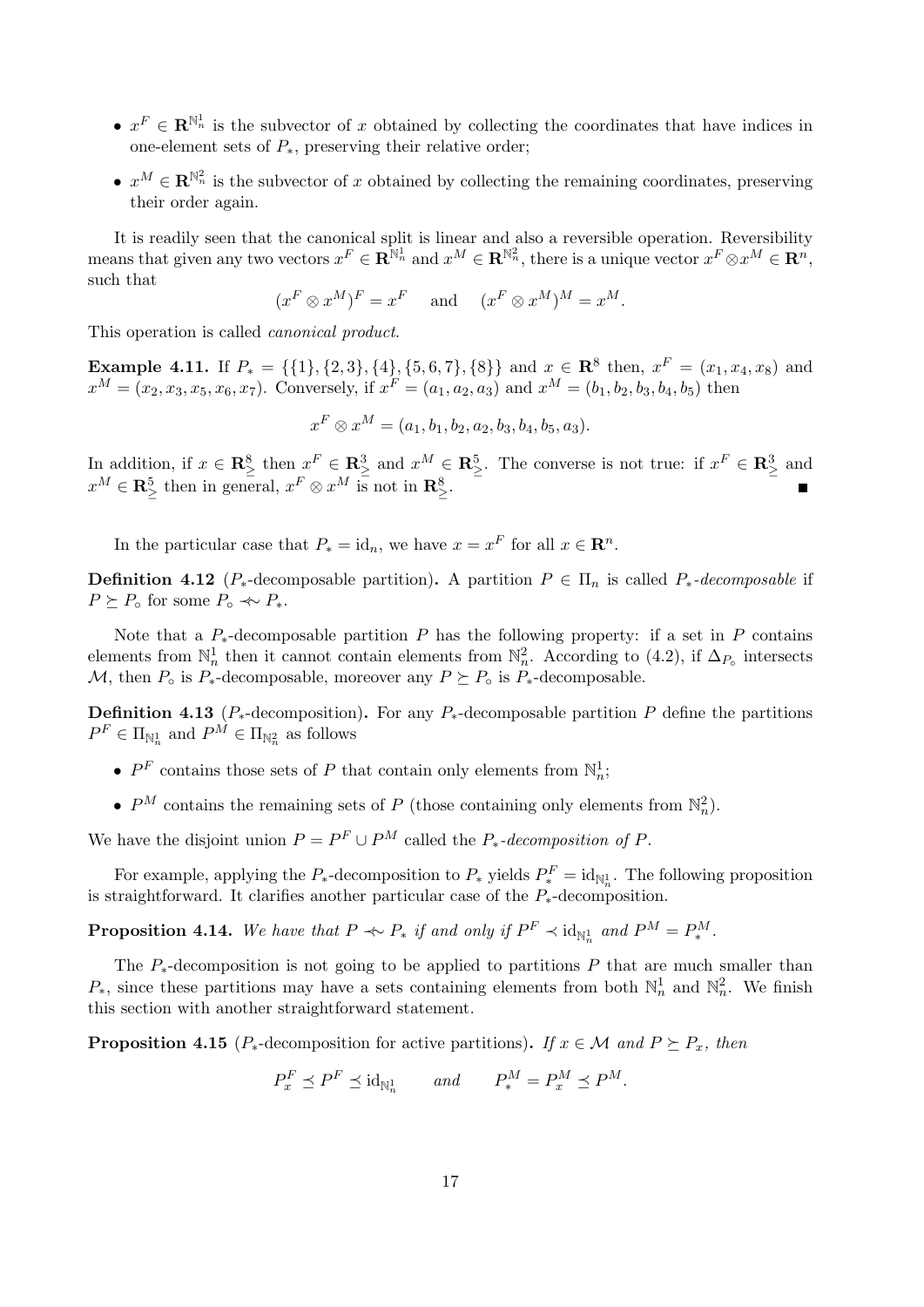- $x^F \in \mathbf{R}^{\mathbb{N}_n^1}$ is the subvector of $x$ obtained by collecting the coordinates that have indices in one-element sets of $P_*$, preserving their relative order;
- $x^M \in \mathbf{R}^{\mathbb{N}_n^2}$ is the subvector of $x$ obtained by collecting the remaining coordinates, preserving their order again.

It is readily seen that the canonical split is linear and also a reversible operation. Reversibility means that given any two vectors $x^F \in \mathbf{R}^{\mathbb{N}_n^1}$ and $x^M \in \mathbf{R}^{\mathbb{N}_n^2}$, there is a unique vector $x^F \otimes x^M \in \mathbf{R}^n$, such that

$$(x^F \otimes x^M)^F = x^F \quad \text{and} \quad (x^F \otimes x^M)^M = x^M.$$

This operation is called *canonical product*.

**Example 4.11.** If $P_* = \{\{1\}, \{2, 3\}, \{4\}, \{5, 6, 7\}, \{8\}\}$ and $x \in \mathbf{R}^8$ then, $x^F = (x_1, x_4, x_8)$ and $x^M = (x_2, x_3, x_5, x_6, x_7)$. Conversely, if $x^F = (a_1, a_2, a_3)$ and $x^M = (b_1, b_2, b_3, b_4, b_5)$ then

$$x^F \otimes x^M = (a_1, b_1, b_2, a_2, b_3, b_4, b_5, a_3).$$

In addition, if $x \in \mathbf{R}^8_\geq$ then $x^F \in \mathbf{R}^3_\geq$ and $x^M \in \mathbf{R}^5_\geq$. The converse is not true: if $x^F \in \mathbf{R}^3_\geq$ and $x^M \in \mathbf{R}^5_\geq$ then in general, $x^F \otimes x^M$ is not in $\mathbf{R}^8_\geq$. ∎

In the particular case that $P_* = \mathrm{id}_n$, we have $x = x^F$ for all $x \in \mathbf{R}^n$.

**Definition 4.12** ($P_*$-decomposable partition)**.** A partition $P \in \Pi_n$ is called *$P_*$-decomposable* if $P \succeq P_\circ$ for some $P_\circ \prec\!\!\sim P_*$.

Note that a $P_*$-decomposable partition $P$ has the following property: if a set in $P$ contains elements from $\mathbb{N}_n^1$ then it cannot contain elements from $\mathbb{N}_n^2$. According to (4.2), if $\Delta_{P_\circ}$ intersects $\mathcal{M}$, then $P_\circ$ is $P_*$-decomposable, moreover any $P \succeq P_\circ$ is $P_*$-decomposable.

**Definition 4.13** ($P_*$-decomposition)**.** For any $P_*$-decomposable partition $P$ define the partitions $P^F \in \Pi_{\mathbb{N}_n^1}$ and $P^M \in \Pi_{\mathbb{N}_n^2}$ as follows

- $P^F$ contains those sets of $P$ that contain only elements from $\mathbb{N}_n^1$;
- $P^M$ contains the remaining sets of $P$ (those containing only elements from $\mathbb{N}_n^2$).

We have the disjoint union $P = P^F \cup P^M$ called the *$P_*$-decomposition of $P$*.

For example, applying the $P_*$-decomposition to $P_*$ yields $P_*^F = \mathrm{id}_{\mathbb{N}_n^1}$. The following proposition is straightforward. It clarifies another particular case of the $P_*$-decomposition.

**Proposition 4.14.** *We have that $P \prec\!\!\sim P_*$ if and only if $P^F \prec \mathrm{id}_{\mathbb{N}_n^1}$ and $P^M = P_*^M$.*

The $P_*$-decomposition is not going to be applied to partitions $P$ that are much smaller than $P_*$, since these partitions may have a sets containing elements from both $\mathbb{N}_n^1$ and $\mathbb{N}_n^2$. We finish this section with another straightforward statement.

**Proposition 4.15** ($P_*$-decomposition for active partitions)**.** *If $x \in \mathcal{M}$ and $P \succeq P_x$, then*

$$P_x^F \preceq P^F \preceq \mathrm{id}_{\mathbb{N}_n^1} \qquad \text{and} \qquad P_*^M = P_x^M \preceq P^M.$$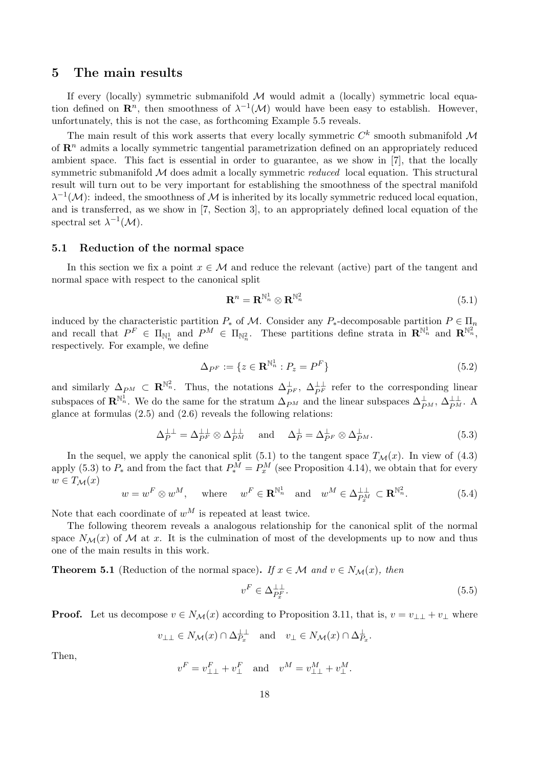## 5 The main results

If every (locally) symmetric submanifold $\mathcal{M}$ would admit a (locally) symmetric local equation defined on $\mathbf{R}^n$, then smoothness of $\lambda^{-1}(\mathcal{M})$ would have been easy to establish. However, unfortunately, this is not the case, as forthcoming Example 5.5 reveals.

The main result of this work asserts that every locally symmetric $C^k$ smooth submanifold $\mathcal{M}$ of $\mathbf{R}^n$ admits a locally symmetric tangential parametrization defined on an appropriately reduced ambient space. This fact is essential in order to guarantee, as we show in [7], that the locally symmetric submanifold $\mathcal{M}$ does admit a locally symmetric *reduced* local equation. This structural result will turn out to be very important for establishing the smoothness of the spectral manifold $\lambda^{-1}(\mathcal{M})$: indeed, the smoothness of $\mathcal{M}$ is inherited by its locally symmetric reduced local equation, and is transferred, as we show in [7, Section 3], to an appropriately defined local equation of the spectral set $\lambda^{-1}(\mathcal{M})$.

### 5.1 Reduction of the normal space

In this section we fix a point $x \in \mathcal{M}$ and reduce the relevant (active) part of the tangent and normal space with respect to the canonical split

$$\mathbf{R}^n = \mathbf{R}^{\mathbb{N}_n^1} \otimes \mathbf{R}^{\mathbb{N}_n^2} \tag{5.1}$$

induced by the characteristic partition $P_*$ of $\mathcal{M}$. Consider any $P_*$-decomposable partition $P \in \Pi_n$ and recall that $P^F \in \Pi_{\mathbb{N}_n^1}$ and $P^M \in \Pi_{\mathbb{N}_n^2}$. These partitions define strata in $\mathbf{R}^{\mathbb{N}_n^1}$ and $\mathbf{R}^{\mathbb{N}_n^2}$, respectively. For example, we define

$$\Delta_{P^F} := \{z \in \mathbf{R}^{\mathbb{N}_n^1} : P_z = P^F\} \tag{5.2}$$

and similarly $\Delta_{P^M} \subset \mathbf{R}^{\mathbb{N}_n^2}$. Thus, the notations $\Delta_{P^F}^{\perp}$, $\Delta_{P^F}^{\perp\perp}$ refer to the corresponding linear subspaces of $\mathbf{R}^{\mathbb{N}_n^1}$. We do the same for the stratum $\Delta_{P^M}$ and the linear subspaces $\Delta_{P^M}^{\perp}$, $\Delta_{P^M}^{\perp\perp}$. A glance at formulas (2.5) and (2.6) reveals the following relations:

$$\Delta_P^{\perp\perp} = \Delta_{P^F}^{\perp\perp} \otimes \Delta_{P^M}^{\perp\perp} \quad \text{and} \quad \Delta_P^{\perp} = \Delta_{P^F}^{\perp} \otimes \Delta_{P^M}^{\perp}. \tag{5.3}$$

In the sequel, we apply the canonical split (5.1) to the tangent space $T_{\mathcal{M}}(x)$. In view of (4.3) apply (5.3) to $P_*$ and from the fact that $P_*^M = P_x^M$ (see Proposition 4.14), we obtain that for every $w \in T_{\mathcal{M}}(x)$

$$w = w^F \otimes w^M, \quad \text{where} \quad w^F \in \mathbf{R}^{\mathbb{N}_n^1} \quad \text{and} \quad w^M \in \Delta_{P_x^M}^{\perp\perp} \subset \mathbf{R}^{\mathbb{N}_n^2}. \tag{5.4}$$

Note that each coordinate of $w^M$ is repeated at least twice.

The following theorem reveals a analogous relationship for the canonical split of the normal space $N_{\mathcal{M}}(x)$ of $\mathcal{M}$ at $x$. It is the culmination of most of the developments up to now and thus one of the main results in this work.

**Theorem 5.1** (Reduction of the normal space)**.** *If $x \in \mathcal{M}$ and $v \in N_{\mathcal{M}}(x)$, then*

$$v^F \in \Delta_{P_x^F}^{\perp\perp}. \tag{5.5}$$

**Proof.** Let us decompose $v \in N_{\mathcal{M}}(x)$ according to Proposition 3.11, that is, $v = v_{\perp\perp} + v_{\perp}$ where

$$v_{\perp\perp} \in N_{\mathcal{M}}(x) \cap \Delta_{P_x}^{\perp\perp} \quad \text{and} \quad v_{\perp} \in N_{\mathcal{M}}(x) \cap \Delta_{P_x}^{\perp}.$$

Then,

$$v^F = v_{\perp\perp}^F + v_{\perp}^F \quad \text{and} \quad v^M = v_{\perp\perp}^M + v_{\perp}^M.$$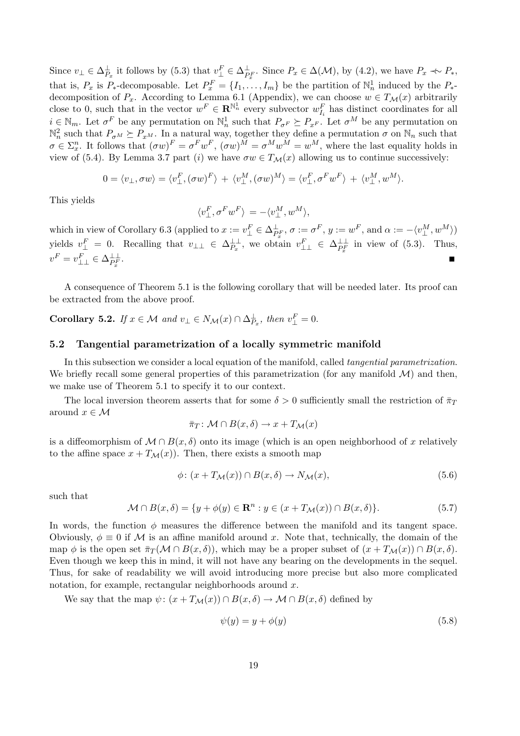Since $v_\perp \in \Delta^\perp_{P_x}$ it follows by (5.3) that $v^F_\perp \in \Delta^\perp_{P^F_x}$. Since $P_x \in \Delta(\mathcal{M})$, by (4.2), we have $P_x \prec\!\!\sim P_*$, that is, $P_x$ is $P_*$-decomposable. Let $P^F_x = \{I_1, \ldots, I_m\}$ be the partition of $\mathbb{N}^1_n$ induced by the $P_*$-decomposition of $P_x$. According to Lemma 6.1 (Appendix), we can choose $w \in T_\mathcal{M}(x)$ arbitrarily close to 0, such that in the vector $w^F \in \mathbf{R}^{\mathbb{N}^1_n}$ every subvector $w^F_{I_i}$ has distinct coordinates for all $i \in \mathbb{N}_m$. Let $\sigma^F$ be any permutation on $\mathbb{N}^1_n$ such that $P_{\sigma^F} \succeq P_{x^F}$. Let $\sigma^M$ be any permutation on $\mathbb{N}^2_n$ such that $P_{\sigma^M} \succeq P_{x^M}$. In a natural way, together they define a permutation $\sigma$ on $\mathbb{N}_n$ such that $\sigma \in \Sigma^n_x$. It follows that $(\sigma w)^F = \sigma^F w^F$, $(\sigma w)^M = \sigma^M w^M = w^M$, where the last equality holds in view of (5.4). By Lemma 3.7 part $(i)$ we have $\sigma w \in T_\mathcal{M}(x)$ allowing us to continue successively:

$$0 = \langle v_\perp, \sigma w\rangle = \langle v^F_\perp, (\sigma w)^F\rangle \,+\, \langle v^M_\perp, (\sigma w)^M\rangle = \langle v^F_\perp, \sigma^F w^F\rangle \,+\, \langle v^M_\perp, w^M\rangle.$$

This yields

$$\langle v^F_\perp, \sigma^F w^F\rangle \,= -\langle v^M_\perp, w^M\rangle,$$

which in view of Corollary 6.3 (applied to $x := v^F_\perp \in \Delta^\perp_{P^F_x}$, $\sigma := \sigma^F$, $y := w^F$, and $\alpha := -\langle v^M_\perp, w^M\rangle$) yields $v^F_\perp = 0$. Recalling that $v_{\perp\perp} \in \Delta^{\perp\perp}_{P_x}$, we obtain $v^F_{\perp\perp} \in \Delta^{\perp\perp}_{P^F_x}$ in view of (5.3). Thus, $v^F = v^F_{\perp\perp} \in \Delta^{\perp\perp}_{P^F_x}$. ∎

A consequence of Theorem 5.1 is the following corollary that will be needed later. Its proof can be extracted from the above proof.

**Corollary 5.2.** *If $x \in \mathcal{M}$ and $v_\perp \in N_\mathcal{M}(x) \cap \Delta^\perp_{P_x}$, then $v^F_\perp = 0$.*

### 5.2 Tangential parametrization of a locally symmetric manifold

In this subsection we consider a local equation of the manifold, called *tangential parametrization*. We briefly recall some general properties of this parametrization (for any manifold $\mathcal{M}$) and then, we make use of Theorem 5.1 to specify it to our context.

The local inversion theorem asserts that for some $\delta > 0$ sufficiently small the restriction of $\bar{\pi}_T$ around $x \in \mathcal{M}$

$$\bar{\pi}_T \colon \mathcal{M} \cap B(x, \delta) \to x + T_\mathcal{M}(x)$$

is a diffeomorphism of $\mathcal{M} \cap B(x, \delta)$ onto its image (which is an open neighborhood of $x$ relatively to the affine space $x + T_\mathcal{M}(x)$). Then, there exists a smooth map

$$\phi \colon (x + T_\mathcal{M}(x)) \cap B(x, \delta) \to N_\mathcal{M}(x), \tag{5.6}$$

such that

$$\mathcal{M} \cap B(x, \delta) = \{y + \phi(y) \in \mathbf{R}^n : y \in (x + T_\mathcal{M}(x)) \cap B(x, \delta)\}. \tag{5.7}$$

In words, the function $\phi$ measures the difference between the manifold and its tangent space. Obviously, $\phi \equiv 0$ if $\mathcal{M}$ is an affine manifold around $x$. Note that, technically, the domain of the map $\phi$ is the open set $\bar{\pi}_T(\mathcal{M} \cap B(x, \delta))$, which may be a proper subset of $(x + T_\mathcal{M}(x)) \cap B(x, \delta)$. Even though we keep this in mind, it will not have any bearing on the developments in the sequel. Thus, for sake of readability we will avoid introducing more precise but also more complicated notation, for example, rectangular neighborhoods around $x$.

We say that the map $\psi \colon (x + T_\mathcal{M}(x)) \cap B(x, \delta) \to \mathcal{M} \cap B(x, \delta)$ defined by

$$\psi(y) = y + \phi(y) \tag{5.8}$$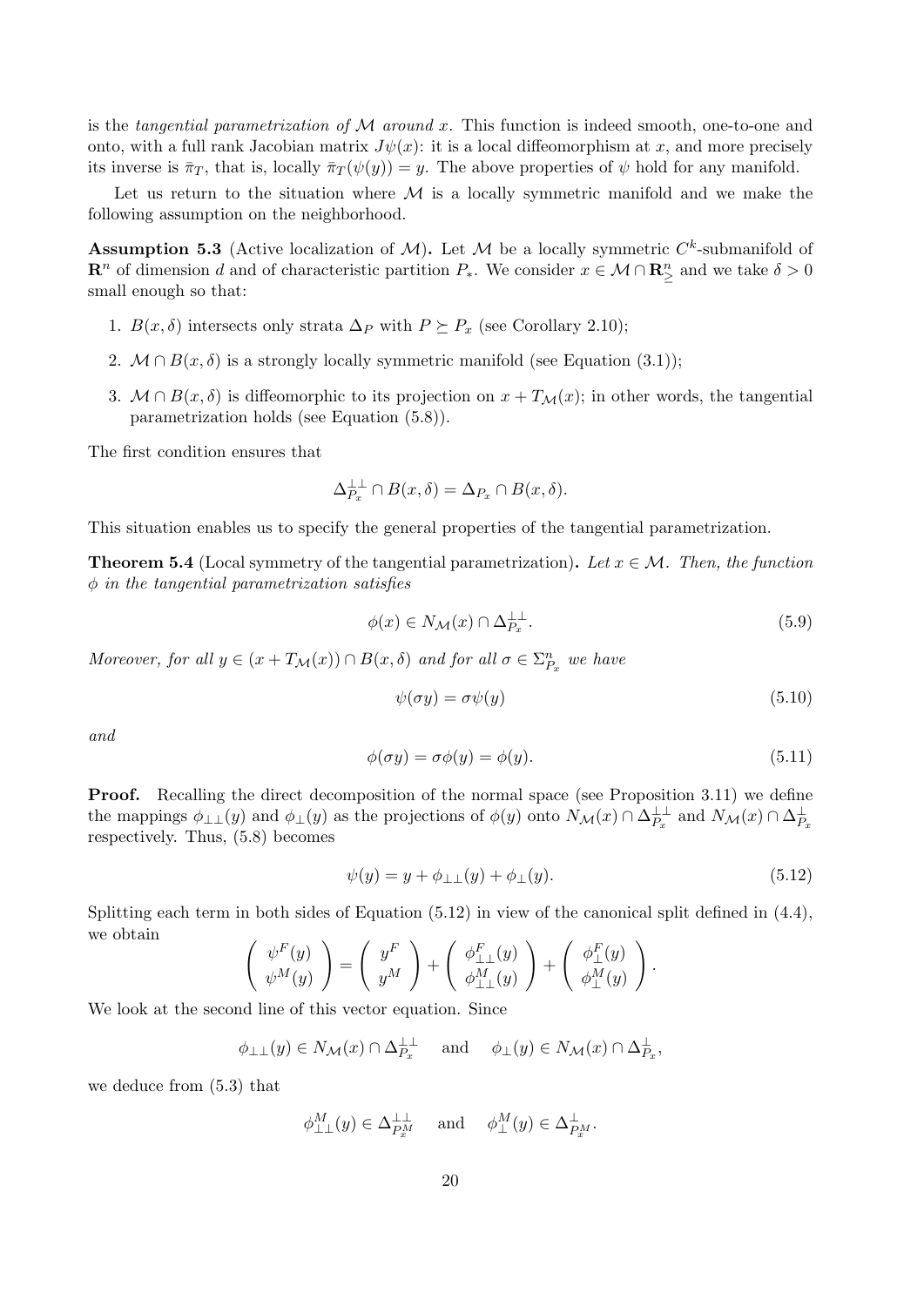is the *tangential parametrization of* $\mathcal{M}$ *around* $x$. This function is indeed smooth, one-to-one and onto, with a full rank Jacobian matrix $J\psi(x)$: it is a local diffeomorphism at $x$, and more precisely its inverse is $\bar{\pi}_T$, that is, locally $\bar{\pi}_T(\psi(y)) = y$. The above properties of $\psi$ hold for any manifold.

Let us return to the situation where $\mathcal{M}$ is a locally symmetric manifold and we make the following assumption on the neighborhood.

**Assumption 5.3** (Active localization of $\mathcal{M}$)**.** Let $\mathcal{M}$ be a locally symmetric $C^k$-submanifold of $\mathbf{R}^n$ of dimension $d$ and of characteristic partition $P_*$. We consider $x \in \mathcal{M} \cap \mathbf{R}^n_{\geq}$ and we take $\delta > 0$ small enough so that:

1. $B(x, \delta)$ intersects only strata $\Delta_P$ with $P \succeq P_x$ (see Corollary 2.10);
2. $\mathcal{M} \cap B(x, \delta)$ is a strongly locally symmetric manifold (see Equation (3.1));
3. $\mathcal{M} \cap B(x, \delta)$ is diffeomorphic to its projection on $x + T_{\mathcal{M}}(x)$; in other words, the tangential parametrization holds (see Equation (5.8)).

The first condition ensures that

$$\Delta_{P_x}^{\perp\perp} \cap B(x, \delta) = \Delta_{P_x} \cap B(x, \delta).$$

This situation enables us to specify the general properties of the tangential parametrization.

**Theorem 5.4** (Local symmetry of the tangential parametrization)**.** *Let $x \in \mathcal{M}$. Then, the function $\phi$ in the tangential parametrization satisfies*

$$\phi(x) \in N_{\mathcal{M}}(x) \cap \Delta_{P_x}^{\perp\perp}. \tag{5.9}$$

*Moreover, for all $y \in (x + T_{\mathcal{M}}(x)) \cap B(x, \delta)$ and for all $\sigma \in \Sigma_{P_x}^n$ we have*

$$\psi(\sigma y) = \sigma \psi(y) \tag{5.10}$$

*and*

$$\phi(\sigma y) = \sigma \phi(y) = \phi(y). \tag{5.11}$$

**Proof.** Recalling the direct decomposition of the normal space (see Proposition 3.11) we define the mappings $\phi_{\perp\perp}(y)$ and $\phi_{\perp}(y)$ as the projections of $\phi(y)$ onto $N_{\mathcal{M}}(x) \cap \Delta_{P_x}^{\perp\perp}$ and $N_{\mathcal{M}}(x) \cap \Delta_{P_x}^{\perp}$ respectively. Thus, (5.8) becomes

$$\psi(y) = y + \phi_{\perp\perp}(y) + \phi_{\perp}(y). \tag{5.12}$$

Splitting each term in both sides of Equation (5.12) in view of the canonical split defined in (4.4), we obtain

$$\begin{pmatrix} \psi^F(y) \\ \psi^M(y) \end{pmatrix} = \begin{pmatrix} y^F \\ y^M \end{pmatrix} + \begin{pmatrix} \phi^F_{\perp\perp}(y) \\ \phi^M_{\perp\perp}(y) \end{pmatrix} + \begin{pmatrix} \phi^F_{\perp}(y) \\ \phi^M_{\perp}(y) \end{pmatrix}.$$

We look at the second line of this vector equation. Since

$$\phi_{\perp\perp}(y) \in N_{\mathcal{M}}(x) \cap \Delta_{P_x}^{\perp\perp} \quad \text{ and } \quad \phi_{\perp}(y) \in N_{\mathcal{M}}(x) \cap \Delta_{P_x}^{\perp},$$

we deduce from (5.3) that

$$\phi^M_{\perp\perp}(y) \in \Delta_{P_x^M}^{\perp\perp} \quad \text{ and } \quad \phi^M_{\perp}(y) \in \Delta_{P_x^M}^{\perp}.$$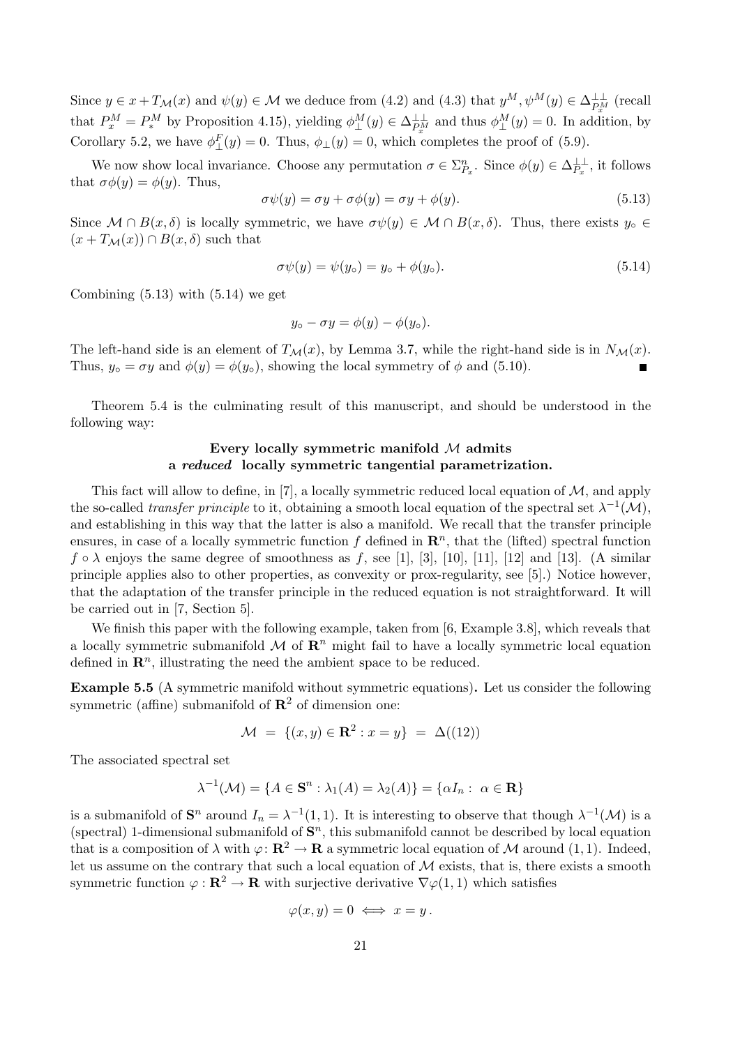Since $y \in x + T_{\mathcal{M}}(x)$ and $\psi(y) \in \mathcal{M}$ we deduce from (4.2) and (4.3) that $y^M, \psi^M(y) \in \Delta^{\perp\perp}_{P^M_x}$ (recall that $P^M_x = P^M_*$ by Proposition 4.15), yielding $\phi^M_\perp(y) \in \Delta^{\perp\perp}_{P^M_x}$ and thus $\phi^M_\perp(y) = 0$. In addition, by Corollary 5.2, we have $\phi^F_\perp(y) = 0$. Thus, $\phi_\perp(y) = 0$, which completes the proof of (5.9).

We now show local invariance. Choose any permutation $\sigma \in \Sigma^n_{P_x}$. Since $\phi(y) \in \Delta^{\perp\perp}_{P_x}$, it follows that $\sigma\phi(y) = \phi(y)$. Thus,

$$\sigma\psi(y) = \sigma y + \sigma\phi(y) = \sigma y + \phi(y). \tag{5.13}$$

Since $\mathcal{M} \cap B(x, \delta)$ is locally symmetric, we have $\sigma\psi(y) \in \mathcal{M} \cap B(x, \delta)$. Thus, there exists $y_\circ \in (x + T_{\mathcal{M}}(x)) \cap B(x, \delta)$ such that

$$\sigma\psi(y) = \psi(y_\circ) = y_\circ + \phi(y_\circ). \tag{5.14}$$

Combining (5.13) with (5.14) we get

$$y_\circ - \sigma y = \phi(y) - \phi(y_\circ).$$

The left-hand side is an element of $T_{\mathcal{M}}(x)$, by Lemma 3.7, while the right-hand side is in $N_{\mathcal{M}}(x)$. Thus, $y_\circ = \sigma y$ and $\phi(y) = \phi(y_\circ)$, showing the local symmetry of $\phi$ and (5.10). ∎

Theorem 5.4 is the culminating result of this manuscript, and should be understood in the following way:

**Every locally symmetric manifold $\mathcal{M}$ admits a *reduced* locally symmetric tangential parametrization.**

This fact will allow to define, in [7], a locally symmetric reduced local equation of $\mathcal{M}$, and apply the so-called *transfer principle* to it, obtaining a smooth local equation of the spectral set $\lambda^{-1}(\mathcal{M})$, and establishing in this way that the latter is also a manifold. We recall that the transfer principle ensures, in case of a locally symmetric function $f$ defined in $\mathbf{R}^n$, that the (lifted) spectral function $f \circ \lambda$ enjoys the same degree of smoothness as $f$, see [1], [3], [10], [11], [12] and [13]. (A similar principle applies also to other properties, as convexity or prox-regularity, see [5].) Notice however, that the adaptation of the transfer principle in the reduced equation is not straightforward. It will be carried out in [7, Section 5].

We finish this paper with the following example, taken from [6, Example 3.8], which reveals that a locally symmetric submanifold $\mathcal{M}$ of $\mathbf{R}^n$ might fail to have a locally symmetric local equation defined in $\mathbf{R}^n$, illustrating the need the ambient space to be reduced.

**Example 5.5** (A symmetric manifold without symmetric equations)**.** Let us consider the following symmetric (affine) submanifold of $\mathbf{R}^2$ of dimension one:

$$\mathcal{M} \;=\; \{(x, y) \in \mathbf{R}^2 : x = y\} \;=\; \Delta((12))$$

The associated spectral set

$$\lambda^{-1}(\mathcal{M}) = \{A \in \mathbf{S}^n : \lambda_1(A) = \lambda_2(A)\} = \{\alpha I_n : \; \alpha \in \mathbf{R}\}$$

is a submanifold of $\mathbf{S}^n$ around $I_n = \lambda^{-1}(1, 1)$. It is interesting to observe that though $\lambda^{-1}(\mathcal{M})$ is a (spectral) 1-dimensional submanifold of $\mathbf{S}^n$, this submanifold cannot be described by local equation that is a composition of $\lambda$ with $\varphi\colon \mathbf{R}^2 \to \mathbf{R}$ a symmetric local equation of $\mathcal{M}$ around $(1, 1)$. Indeed, let us assume on the contrary that such a local equation of $\mathcal{M}$ exists, that is, there exists a smooth symmetric function $\varphi : \mathbf{R}^2 \to \mathbf{R}$ with surjective derivative $\nabla\varphi(1, 1)$ which satisfies

$$\varphi(x, y) = 0 \iff x = y\,.$$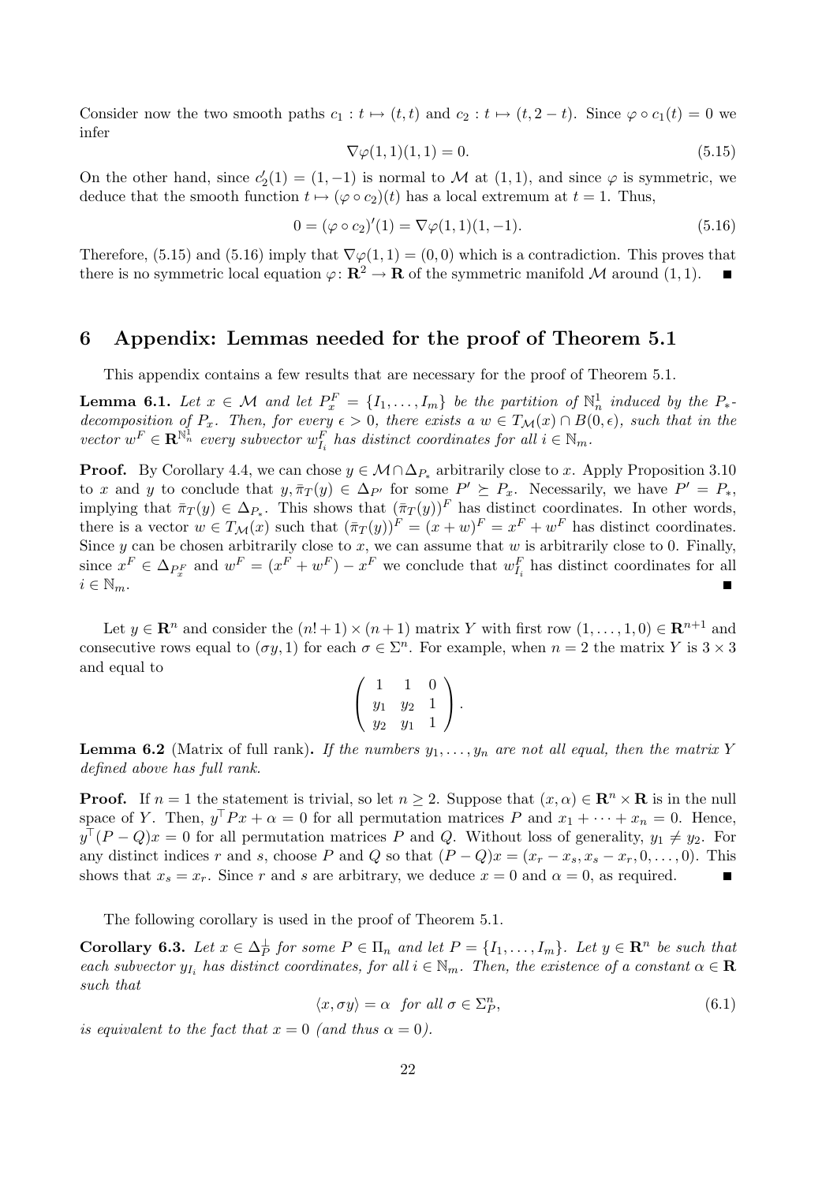Consider now the two smooth paths $c_1 : t \mapsto (t,t)$ and $c_2 : t \mapsto (t, 2-t)$. Since $\varphi \circ c_1(t) = 0$ we infer

$$\nabla\varphi(1,1)(1,1) = 0. \tag{5.15}$$

On the other hand, since $c_2'(1) = (1,-1)$ is normal to $\mathcal{M}$ at $(1,1)$, and since $\varphi$ is symmetric, we deduce that the smooth function $t \mapsto (\varphi \circ c_2)(t)$ has a local extremum at $t = 1$. Thus,

$$0 = (\varphi \circ c_2)'(1) = \nabla\varphi(1,1)(1,-1). \tag{5.16}$$

Therefore, (5.15) and (5.16) imply that $\nabla\varphi(1,1) = (0,0)$ which is a contradiction. This proves that there is no symmetric local equation $\varphi\colon \mathbf{R}^2 \to \mathbf{R}$ of the symmetric manifold $\mathcal{M}$ around $(1,1)$. ■

# 6 Appendix: Lemmas needed for the proof of Theorem 5.1

This appendix contains a few results that are necessary for the proof of Theorem 5.1.

**Lemma 6.1.** *Let $x \in \mathcal{M}$ and let $P_x^F = \{I_1, \ldots, I_m\}$ be the partition of $\mathbb{N}_n^1$ induced by the $P_*$-decomposition of $P_x$. Then, for every $\epsilon > 0$, there exists a $w \in T_{\mathcal{M}}(x) \cap B(0,\epsilon)$, such that in the vector $w^F \in \mathbf{R}^{\mathbb{N}_n^1}$ every subvector $w_{I_i}^F$ has distinct coordinates for all $i \in \mathbb{N}_m$.*

**Proof.** By Corollary 4.4, we can chose $y \in \mathcal{M} \cap \Delta_{P_*}$ arbitrarily close to $x$. Apply Proposition 3.10 to $x$ and $y$ to conclude that $y, \bar{\pi}_T(y) \in \Delta_{P'}$ for some $P' \succeq P_x$. Necessarily, we have $P' = P_*$, implying that $\bar{\pi}_T(y) \in \Delta_{P_*}$. This shows that $(\bar{\pi}_T(y))^F$ has distinct coordinates. In other words, there is a vector $w \in T_{\mathcal{M}}(x)$ such that $(\bar{\pi}_T(y))^F = (x+w)^F = x^F + w^F$ has distinct coordinates. Since $y$ can be chosen arbitrarily close to $x$, we can assume that $w$ is arbitrarily close to $0$. Finally, since $x^F \in \Delta_{P_x^F}$ and $w^F = (x^F + w^F) - x^F$ we conclude that $w_{I_i}^F$ has distinct coordinates for all $i \in \mathbb{N}_m$. ■

Let $y \in \mathbf{R}^n$ and consider the $(n!+1) \times (n+1)$ matrix $Y$ with first row $(1, \ldots, 1, 0) \in \mathbf{R}^{n+1}$ and consecutive rows equal to $(\sigma y, 1)$ for each $\sigma \in \Sigma^n$. For example, when $n = 2$ the matrix $Y$ is $3 \times 3$ and equal to

$$\begin{pmatrix} 1 & 1 & 0 \\ y_1 & y_2 & 1 \\ y_2 & y_1 & 1 \end{pmatrix}.$$

**Lemma 6.2** (Matrix of full rank)**.** *If the numbers $y_1, \ldots, y_n$ are not all equal, then the matrix $Y$ defined above has full rank.*

**Proof.** If $n = 1$ the statement is trivial, so let $n \geq 2$. Suppose that $(x, \alpha) \in \mathbf{R}^n \times \mathbf{R}$ is in the null space of $Y$. Then, $y^\top P x + \alpha = 0$ for all permutation matrices $P$ and $x_1 + \cdots + x_n = 0$. Hence, $y^\top (P - Q)x = 0$ for all permutation matrices $P$ and $Q$. Without loss of generality, $y_1 \neq y_2$. For any distinct indices $r$ and $s$, choose $P$ and $Q$ so that $(P-Q)x = (x_r - x_s, x_s - x_r, 0, \ldots, 0)$. This shows that $x_s = x_r$. Since $r$ and $s$ are arbitrary, we deduce $x = 0$ and $\alpha = 0$, as required. ■

The following corollary is used in the proof of Theorem 5.1.

**Corollary 6.3.** *Let $x \in \Delta_P^\perp$ for some $P \in \Pi_n$ and let $P = \{I_1, \ldots, I_m\}$. Let $y \in \mathbf{R}^n$ be such that each subvector $y_{I_i}$ has distinct coordinates, for all $i \in \mathbb{N}_m$. Then, the existence of a constant $\alpha \in \mathbf{R}$ such that*

$$\langle x, \sigma y \rangle = \alpha \quad \textit{for all } \sigma \in \Sigma_P^n, \tag{6.1}$$

*is equivalent to the fact that $x = 0$ (and thus $\alpha = 0$).*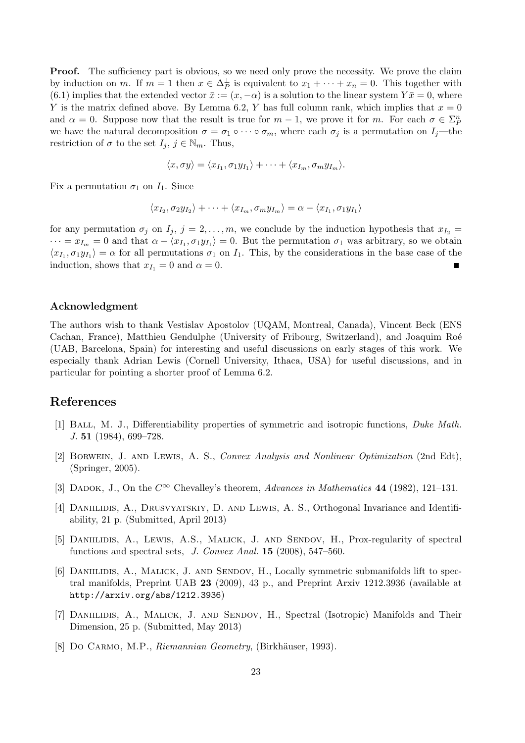**Proof.** The sufficiency part is obvious, so we need only prove the necessity. We prove the claim by induction on $m$. If $m = 1$ then $x \in \Delta_P^\perp$ is equivalent to $x_1 + \cdots + x_n = 0$. This together with (6.1) implies that the extended vector $\bar{x} := (x, -\alpha)$ is a solution to the linear system $Y\bar{x} = 0$, where $Y$ is the matrix defined above. By Lemma 6.2, $Y$ has full column rank, which implies that $x = 0$ and $\alpha = 0$. Suppose now that the result is true for $m-1$, we prove it for $m$. For each $\sigma \in \Sigma_P^n$ we have the natural decomposition $\sigma = \sigma_1 \circ \cdots \circ \sigma_m$, where each $\sigma_j$ is a permutation on $I_j$—the restriction of $\sigma$ to the set $I_j$, $j \in \mathbb{N}_m$. Thus,

$$\langle x, \sigma y \rangle = \langle x_{I_1}, \sigma_1 y_{I_1} \rangle + \cdots + \langle x_{I_m}, \sigma_m y_{I_m} \rangle.$$

Fix a permutation $\sigma_1$ on $I_1$. Since

$$\langle x_{I_2}, \sigma_2 y_{I_2} \rangle + \cdots + \langle x_{I_m}, \sigma_m y_{I_m} \rangle = \alpha - \langle x_{I_1}, \sigma_1 y_{I_1} \rangle$$

for any permutation $\sigma_j$ on $I_j$, $j = 2, \ldots, m$, we conclude by the induction hypothesis that $x_{I_2} = \cdots = x_{I_m} = 0$ and that $\alpha - \langle x_{I_1}, \sigma_1 y_{I_1} \rangle = 0$. But the permutation $\sigma_1$ was arbitrary, so we obtain $\langle x_{I_1}, \sigma_1 y_{I_1} \rangle = \alpha$ for all permutations $\sigma_1$ on $I_1$. This, by the considerations in the base case of the induction, shows that $x_{I_1} = 0$ and $\alpha = 0$. ∎

### Acknowledgment

The authors wish to thank Vestislav Apostolov (UQAM, Montreal, Canada), Vincent Beck (ENS Cachan, France), Matthieu Gendulphe (University of Fribourg, Switzerland), and Joaquim Roé (UAB, Barcelona, Spain) for interesting and useful discussions on early stages of this work. We especially thank Adrian Lewis (Cornell University, Ithaca, USA) for useful discussions, and in particular for pointing a shorter proof of Lemma 6.2.

## References

[1] Ball, M. J., Differentiability properties of symmetric and isotropic functions, *Duke Math. J.* **51** (1984), 699–728.

[2] Borwein, J. and Lewis, A. S., *Convex Analysis and Nonlinear Optimization* (2nd Edt), (Springer, 2005).

[3] Dadok, J., On the $C^\infty$ Chevalley's theorem, *Advances in Mathematics* **44** (1982), 121–131.

[4] Daniilidis, A., Drusvyatskiy, D. and Lewis, A. S., Orthogonal Invariance and Identifiability, 21 p. (Submitted, April 2013)

[5] Daniilidis, A., Lewis, A.S., Malick, J. and Sendov, H., Prox-regularity of spectral functions and spectral sets, *J. Convex Anal.* **15** (2008), 547–560.

[6] Daniilidis, A., Malick, J. and Sendov, H., Locally symmetric submanifolds lift to spectral manifolds, Preprint UAB **23** (2009), 43 p., and Preprint Arxiv 1212.3936 (available at http://arxiv.org/abs/1212.3936)

[7] Daniilidis, A., Malick, J. and Sendov, H., Spectral (Isotropic) Manifolds and Their Dimension, 25 p. (Submitted, May 2013)

[8] Do Carmo, M.P., *Riemannian Geometry*, (Birkhäuser, 1993).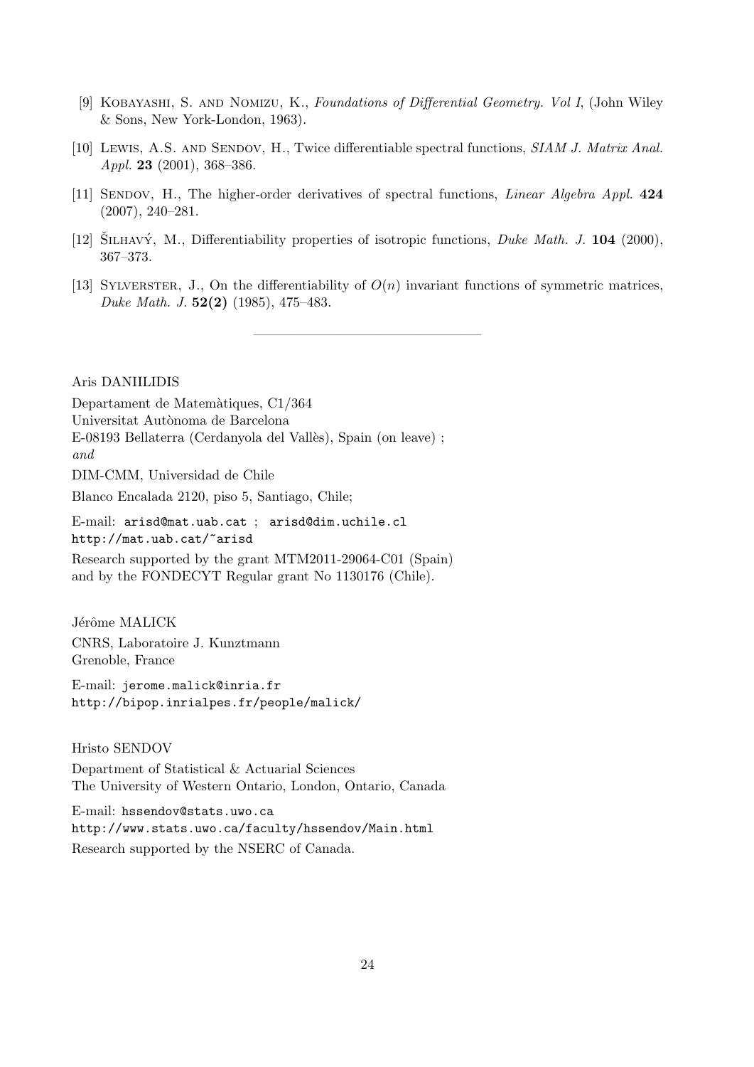[9] Kobayashi, S. and Nomizu, K., *Foundations of Differential Geometry. Vol I*, (John Wiley & Sons, New York-London, 1963).

[10] Lewis, A.S. and Sendov, H., Twice differentiable spectral functions, *SIAM J. Matrix Anal. Appl.* **23** (2001), 368–386.

[11] Sendov, H., The higher-order derivatives of spectral functions, *Linear Algebra Appl.* **424** (2007), 240–281.

[12] Šilhavý, M., Differentiability properties of isotropic functions, *Duke Math. J.* **104** (2000), 367–373.

[13] Sylverster, J., On the differentiability of $O(n)$ invariant functions of symmetric matrices, *Duke Math. J.* **52(2)** (1985), 475–483.

---

Aris DANIILIDIS

Departament de Matemàtiques, C1/364
Universitat Autònoma de Barcelona
E-08193 Bellaterra (Cerdanyola del Vallès), Spain (on leave) ;
*and*

DIM-CMM, Universidad de Chile

Blanco Encalada 2120, piso 5, Santiago, Chile;

E-mail: arisd@mat.uab.cat ; arisd@dim.uchile.cl
http://mat.uab.cat/~arisd

Research supported by the grant MTM2011-29064-C01 (Spain)
and by the FONDECYT Regular grant No 1130176 (Chile).

Jérôme MALICK

CNRS, Laboratoire J. Kunztmann
Grenoble, France

E-mail: jerome.malick@inria.fr
http://bipop.inrialpes.fr/people/malick/

Hristo SENDOV

Department of Statistical & Actuarial Sciences
The University of Western Ontario, London, Ontario, Canada

E-mail: hssendov@stats.uwo.ca
http://www.stats.uwo.ca/faculty/hssendov/Main.html
Research supported by the NSERC of Canada.